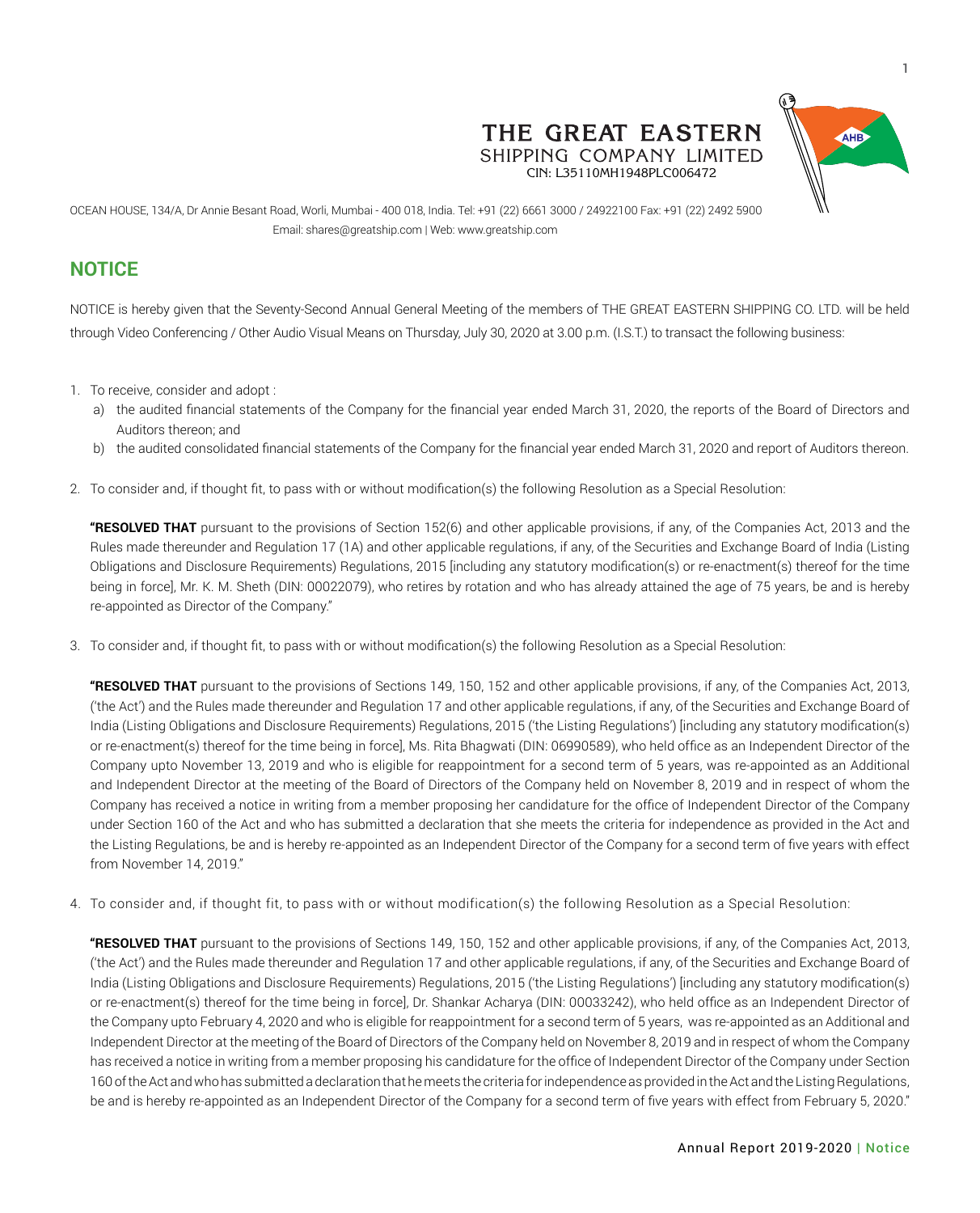# THE GREAT EASTERN
SHIPPING COMPANY LIMITED
CIN: L35110MH1948PLC006472

OCEAN HOUSE, 134/A, Dr Annie Besant Road, Worli, Mumbai - 400 018, India. Tel: +91 (22) 6661 3000 / 24922100 Fax: +91 (22) 2492 5900
Email: shares@greatship.com | Web: www.greatship.com

## NOTICE

NOTICE is hereby given that the Seventy-Second Annual General Meeting of the members of THE GREAT EASTERN SHIPPING CO. LTD. will be held through Video Conferencing / Other Audio Visual Means on Thursday, July 30, 2020 at 3.00 p.m. (I.S.T.) to transact the following business:

1. To receive, consider and adopt :
   a) the audited financial statements of the Company for the financial year ended March 31, 2020, the reports of the Board of Directors and Auditors thereon; and
   b) the audited consolidated financial statements of the Company for the financial year ended March 31, 2020 and report of Auditors thereon.

2. To consider and, if thought fit, to pass with or without modification(s) the following Resolution as a Special Resolution:

   **"RESOLVED THAT** pursuant to the provisions of Section 152(6) and other applicable provisions, if any, of the Companies Act, 2013 and the Rules made thereunder and Regulation 17 (1A) and other applicable regulations, if any, of the Securities and Exchange Board of India (Listing Obligations and Disclosure Requirements) Regulations, 2015 [including any statutory modification(s) or re-enactment(s) thereof for the time being in force], Mr. K. M. Sheth (DIN: 00022079), who retires by rotation and who has already attained the age of 75 years, be and is hereby re-appointed as Director of the Company."

3. To consider and, if thought fit, to pass with or without modification(s) the following Resolution as a Special Resolution:

   **"RESOLVED THAT** pursuant to the provisions of Sections 149, 150, 152 and other applicable provisions, if any, of the Companies Act, 2013, ('the Act') and the Rules made thereunder and Regulation 17 and other applicable regulations, if any, of the Securities and Exchange Board of India (Listing Obligations and Disclosure Requirements) Regulations, 2015 ('the Listing Regulations') [including any statutory modification(s) or re-enactment(s) thereof for the time being in force], Ms. Rita Bhagwati (DIN: 06990589), who held office as an Independent Director of the Company upto November 13, 2019 and who is eligible for reappointment for a second term of 5 years, was re-appointed as an Additional and Independent Director at the meeting of the Board of Directors of the Company held on November 8, 2019 and in respect of whom the Company has received a notice in writing from a member proposing her candidature for the office of Independent Director of the Company under Section 160 of the Act and who has submitted a declaration that she meets the criteria for independence as provided in the Act and the Listing Regulations, be and is hereby re-appointed as an Independent Director of the Company for a second term of five years with effect from November 14, 2019."

4. To consider and, if thought fit, to pass with or without modification(s) the following Resolution as a Special Resolution:

   **"RESOLVED THAT** pursuant to the provisions of Sections 149, 150, 152 and other applicable provisions, if any, of the Companies Act, 2013, ('the Act') and the Rules made thereunder and Regulation 17 and other applicable regulations, if any, of the Securities and Exchange Board of India (Listing Obligations and Disclosure Requirements) Regulations, 2015 ('the Listing Regulations') [including any statutory modification(s) or re-enactment(s) thereof for the time being in force], Dr. Shankar Acharya (DIN: 00033242), who held office as an Independent Director of the Company upto February 4, 2020 and who is eligible for reappointment for a second term of 5 years, was re-appointed as an Additional and Independent Director at the meeting of the Board of Directors of the Company held on November 8, 2019 and in respect of whom the Company has received a notice in writing from a member proposing his candidature for the office of Independent Director of the Company under Section 160 of the Act and who has submitted a declaration that he meets the criteria for independence as provided in the Act and the Listing Regulations, be and is hereby re-appointed as an Independent Director of the Company for a second term of five years with effect from February 5, 2020."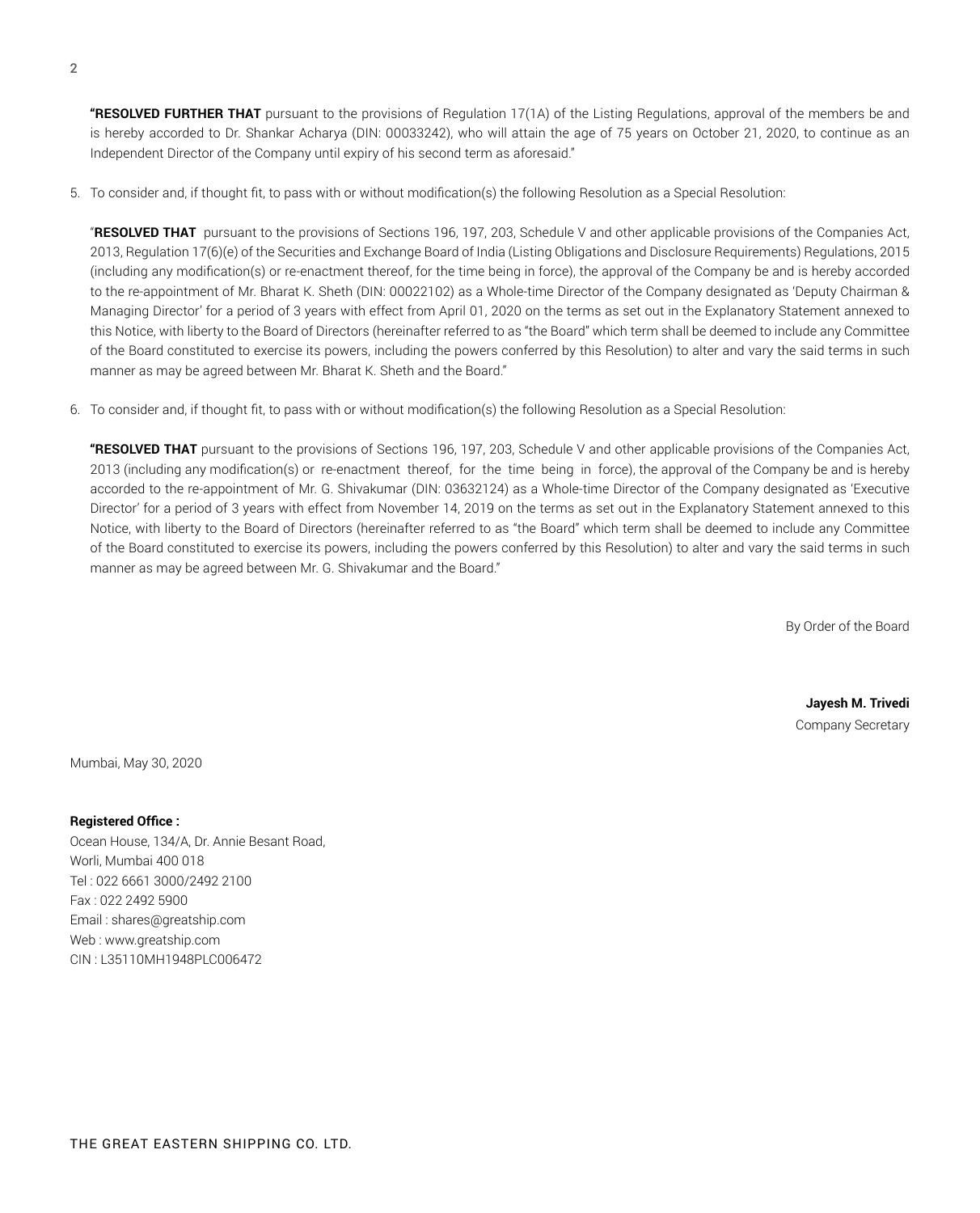**"RESOLVED FURTHER THAT** pursuant to the provisions of Regulation 17(1A) of the Listing Regulations, approval of the members be and is hereby accorded to Dr. Shankar Acharya (DIN: 00033242), who will attain the age of 75 years on October 21, 2020, to continue as an Independent Director of the Company until expiry of his second term as aforesaid."

5. To consider and, if thought fit, to pass with or without modification(s) the following Resolution as a Special Resolution:

   "**RESOLVED THAT** pursuant to the provisions of Sections 196, 197, 203, Schedule V and other applicable provisions of the Companies Act, 2013, Regulation 17(6)(e) of the Securities and Exchange Board of India (Listing Obligations and Disclosure Requirements) Regulations, 2015 (including any modification(s) or re-enactment thereof, for the time being in force), the approval of the Company be and is hereby accorded to the re-appointment of Mr. Bharat K. Sheth (DIN: 00022102) as a Whole-time Director of the Company designated as 'Deputy Chairman & Managing Director' for a period of 3 years with effect from April 01, 2020 on the terms as set out in the Explanatory Statement annexed to this Notice, with liberty to the Board of Directors (hereinafter referred to as "the Board" which term shall be deemed to include any Committee of the Board constituted to exercise its powers, including the powers conferred by this Resolution) to alter and vary the said terms in such manner as may be agreed between Mr. Bharat K. Sheth and the Board."

6. To consider and, if thought fit, to pass with or without modification(s) the following Resolution as a Special Resolution:

   **"RESOLVED THAT** pursuant to the provisions of Sections 196, 197, 203, Schedule V and other applicable provisions of the Companies Act, 2013 (including any modification(s) or re-enactment thereof, for the time being in force), the approval of the Company be and is hereby accorded to the re-appointment of Mr. G. Shivakumar (DIN: 03632124) as a Whole-time Director of the Company designated as 'Executive Director' for a period of 3 years with effect from November 14, 2019 on the terms as set out in the Explanatory Statement annexed to this Notice, with liberty to the Board of Directors (hereinafter referred to as "the Board" which term shall be deemed to include any Committee of the Board constituted to exercise its powers, including the powers conferred by this Resolution) to alter and vary the said terms in such manner as may be agreed between Mr. G. Shivakumar and the Board."

By Order of the Board

**Jayesh M. Trivedi**
Company Secretary

Mumbai, May 30, 2020

**Registered Office :**
Ocean House, 134/A, Dr. Annie Besant Road,
Worli, Mumbai 400 018
Tel : 022 6661 3000/2492 2100
Fax : 022 2492 5900
Email : shares@greatship.com
Web : www.greatship.com
CIN : L35110MH1948PLC006472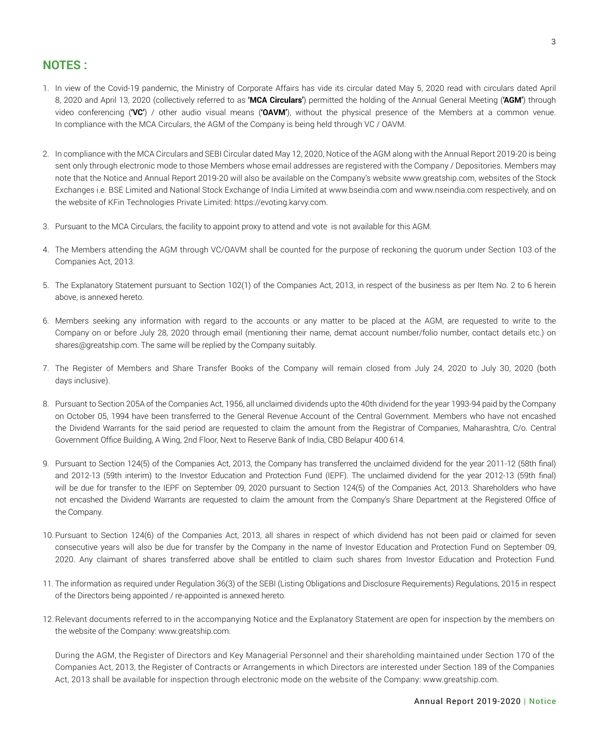## NOTES :

1. In view of the Covid-19 pandemic, the Ministry of Corporate Affairs has vide its circular dated May 5, 2020 read with circulars dated April 8, 2020 and April 13, 2020 (collectively referred to as **'MCA Circulars'**) permitted the holding of the Annual General Meeting (**'AGM'**) through video conferencing (**'VC'**) / other audio visual means (**'OAVM'**), without the physical presence of the Members at a common venue. In compliance with the MCA Circulars, the AGM of the Company is being held through VC / OAVM.

2. In compliance with the MCA Circulars and SEBI Circular dated May 12, 2020, Notice of the AGM along with the Annual Report 2019-20 is being sent only through electronic mode to those Members whose email addresses are registered with the Company / Depositories. Members may note that the Notice and Annual Report 2019-20 will also be available on the Company's website www.greatship.com, websites of the Stock Exchanges i.e. BSE Limited and National Stock Exchange of India Limited at www.bseindia.com and www.nseindia.com respectively, and on the website of KFin Technologies Private Limited: https://evoting.karvy.com.

3. Pursuant to the MCA Circulars, the facility to appoint proxy to attend and vote is not available for this AGM.

4. The Members attending the AGM through VC/OAVM shall be counted for the purpose of reckoning the quorum under Section 103 of the Companies Act, 2013.

5. The Explanatory Statement pursuant to Section 102(1) of the Companies Act, 2013, in respect of the business as per Item No. 2 to 6 herein above, is annexed hereto.

6. Members seeking any information with regard to the accounts or any matter to be placed at the AGM, are requested to write to the Company on or before July 28, 2020 through email (mentioning their name, demat account number/folio number, contact details etc.) on shares@greatship.com. The same will be replied by the Company suitably.

7. The Register of Members and Share Transfer Books of the Company will remain closed from July 24, 2020 to July 30, 2020 (both days inclusive).

8. Pursuant to Section 205A of the Companies Act, 1956, all unclaimed dividends upto the 40th dividend for the year 1993-94 paid by the Company on October 05, 1994 have been transferred to the General Revenue Account of the Central Government. Members who have not encashed the Dividend Warrants for the said period are requested to claim the amount from the Registrar of Companies, Maharashtra, C/o. Central Government Office Building, A Wing, 2nd Floor, Next to Reserve Bank of India, CBD Belapur 400 614.

9. Pursuant to Section 124(5) of the Companies Act, 2013, the Company has transferred the unclaimed dividend for the year 2011-12 (58th final) and 2012-13 (59th interim) to the Investor Education and Protection Fund (IEPF). The unclaimed dividend for the year 2012-13 (59th final) will be due for transfer to the IEPF on September 09, 2020 pursuant to Section 124(5) of the Companies Act, 2013. Shareholders who have not encashed the Dividend Warrants are requested to claim the amount from the Company's Share Department at the Registered Office of the Company.

10. Pursuant to Section 124(6) of the Companies Act, 2013, all shares in respect of which dividend has not been paid or claimed for seven consecutive years will also be due for transfer by the Company in the name of Investor Education and Protection Fund on September 09, 2020. Any claimant of shares transferred above shall be entitled to claim such shares from Investor Education and Protection Fund.

11. The information as required under Regulation 36(3) of the SEBI (Listing Obligations and Disclosure Requirements) Regulations, 2015 in respect of the Directors being appointed / re-appointed is annexed hereto.

12. Relevant documents referred to in the accompanying Notice and the Explanatory Statement are open for inspection by the members on the website of the Company: www.greatship.com.

    During the AGM, the Register of Directors and Key Managerial Personnel and their shareholding maintained under Section 170 of the Companies Act, 2013, the Register of Contracts or Arrangements in which Directors are interested under Section 189 of the Companies Act, 2013 shall be available for inspection through electronic mode on the website of the Company: www.greatship.com.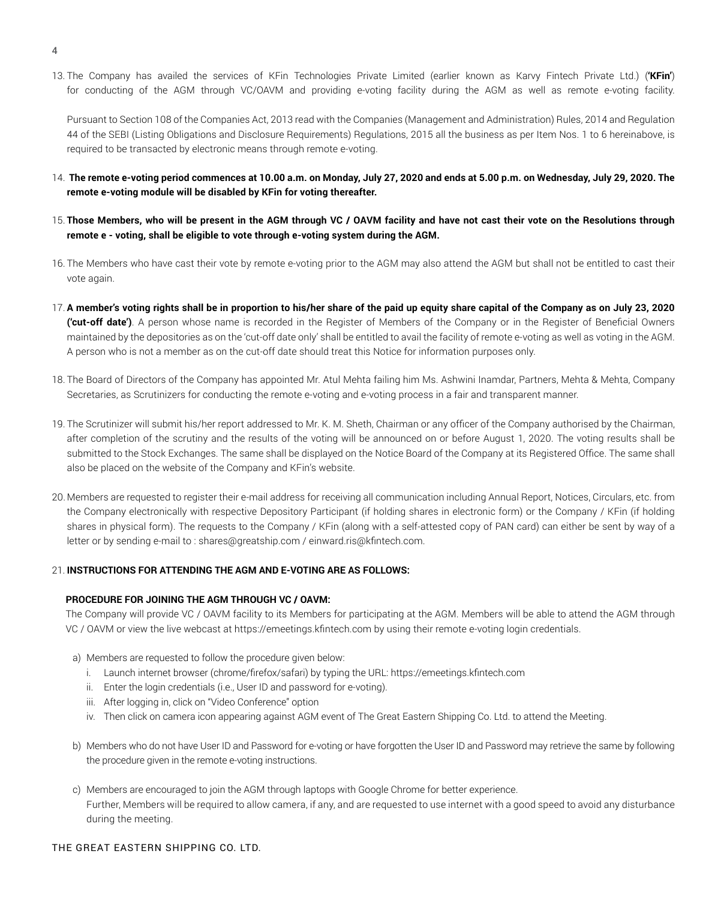13. The Company has availed the services of KFin Technologies Private Limited (earlier known as Karvy Fintech Private Ltd.) (**'KFin'**) for conducting of the AGM through VC/OAVM and providing e-voting facility during the AGM as well as remote e-voting facility.

    Pursuant to Section 108 of the Companies Act, 2013 read with the Companies (Management and Administration) Rules, 2014 and Regulation 44 of the SEBI (Listing Obligations and Disclosure Requirements) Regulations, 2015 all the business as per Item Nos. 1 to 6 hereinabove, is required to be transacted by electronic means through remote e-voting.

14. **The remote e-voting period commences at 10.00 a.m. on Monday, July 27, 2020 and ends at 5.00 p.m. on Wednesday, July 29, 2020. The remote e-voting module will be disabled by KFin for voting thereafter.**

15. **Those Members, who will be present in the AGM through VC / OAVM facility and have not cast their vote on the Resolutions through remote e - voting, shall be eligible to vote through e-voting system during the AGM.**

16. The Members who have cast their vote by remote e-voting prior to the AGM may also attend the AGM but shall not be entitled to cast their vote again.

17. **A member's voting rights shall be in proportion to his/her share of the paid up equity share capital of the Company as on July 23, 2020 ('cut-off date')**. A person whose name is recorded in the Register of Members of the Company or in the Register of Beneficial Owners maintained by the depositories as on the 'cut-off date only' shall be entitled to avail the facility of remote e-voting as well as voting in the AGM. A person who is not a member as on the cut-off date should treat this Notice for information purposes only.

18. The Board of Directors of the Company has appointed Mr. Atul Mehta failing him Ms. Ashwini Inamdar, Partners, Mehta & Mehta, Company Secretaries, as Scrutinizers for conducting the remote e-voting and e-voting process in a fair and transparent manner.

19. The Scrutinizer will submit his/her report addressed to Mr. K. M. Sheth, Chairman or any officer of the Company authorised by the Chairman, after completion of the scrutiny and the results of the voting will be announced on or before August 1, 2020. The voting results shall be submitted to the Stock Exchanges. The same shall be displayed on the Notice Board of the Company at its Registered Office. The same shall also be placed on the website of the Company and KFin's website.

20. Members are requested to register their e-mail address for receiving all communication including Annual Report, Notices, Circulars, etc. from the Company electronically with respective Depository Participant (if holding shares in electronic form) or the Company / KFin (if holding shares in physical form). The requests to the Company / KFin (along with a self-attested copy of PAN card) can either be sent by way of a letter or by sending e-mail to : shares@greatship.com / einward.ris@kfintech.com.

21. **INSTRUCTIONS FOR ATTENDING THE AGM AND E-VOTING ARE AS FOLLOWS:**

    **PROCEDURE FOR JOINING THE AGM THROUGH VC / OAVM:**

    The Company will provide VC / OAVM facility to its Members for participating at the AGM. Members will be able to attend the AGM through VC / OAVM or view the live webcast at https://emeetings.kfintech.com by using their remote e-voting login credentials.

    a) Members are requested to follow the procedure given below:
       i. Launch internet browser (chrome/firefox/safari) by typing the URL: https://emeetings.kfintech.com
       ii. Enter the login credentials (i.e., User ID and password for e-voting).
       iii. After logging in, click on "Video Conference" option
       iv. Then click on camera icon appearing against AGM event of The Great Eastern Shipping Co. Ltd. to attend the Meeting.

    b) Members who do not have User ID and Password for e-voting or have forgotten the User ID and Password may retrieve the same by following the procedure given in the remote e-voting instructions.

    c) Members are encouraged to join the AGM through laptops with Google Chrome for better experience.
       Further, Members will be required to allow camera, if any, and are requested to use internet with a good speed to avoid any disturbance during the meeting.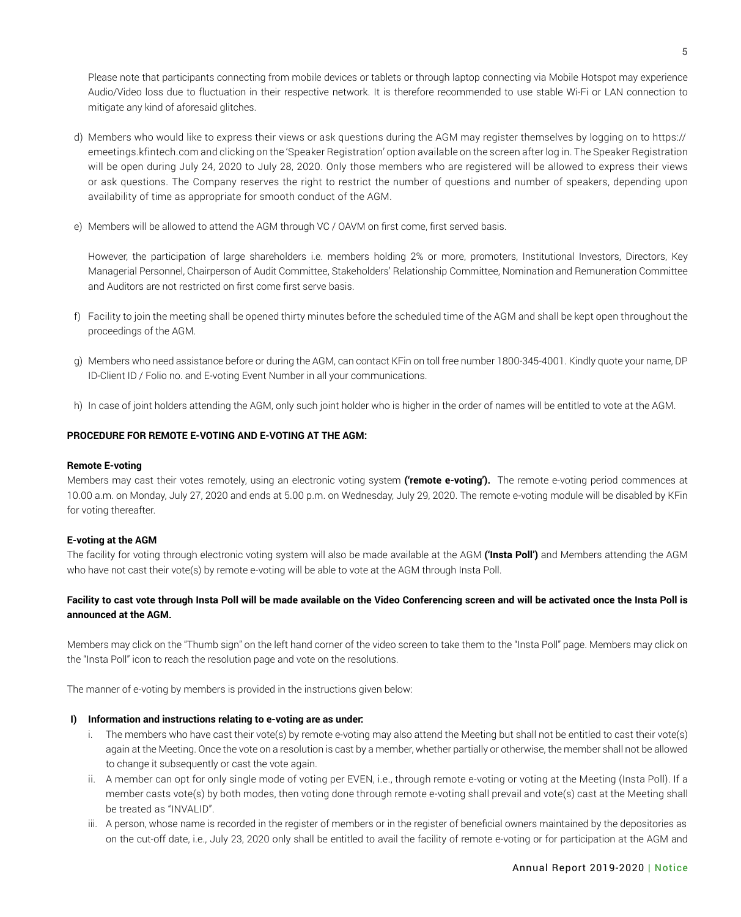Please note that participants connecting from mobile devices or tablets or through laptop connecting via Mobile Hotspot may experience Audio/Video loss due to fluctuation in their respective network. It is therefore recommended to use stable Wi-Fi or LAN connection to mitigate any kind of aforesaid glitches.

d) Members who would like to express their views or ask questions during the AGM may register themselves by logging on to https://emeetings.kfintech.com and clicking on the 'Speaker Registration' option available on the screen after log in. The Speaker Registration will be open during July 24, 2020 to July 28, 2020. Only those members who are registered will be allowed to express their views or ask questions. The Company reserves the right to restrict the number of questions and number of speakers, depending upon availability of time as appropriate for smooth conduct of the AGM.

e) Members will be allowed to attend the AGM through VC / OAVM on first come, first served basis.

However, the participation of large shareholders i.e. members holding 2% or more, promoters, Institutional Investors, Directors, Key Managerial Personnel, Chairperson of Audit Committee, Stakeholders' Relationship Committee, Nomination and Remuneration Committee and Auditors are not restricted on first come first serve basis.

f) Facility to join the meeting shall be opened thirty minutes before the scheduled time of the AGM and shall be kept open throughout the proceedings of the AGM.

g) Members who need assistance before or during the AGM, can contact KFin on toll free number 1800-345-4001. Kindly quote your name, DP ID-Client ID / Folio no. and E-voting Event Number in all your communications.

h) In case of joint holders attending the AGM, only such joint holder who is higher in the order of names will be entitled to vote at the AGM.

**PROCEDURE FOR REMOTE E-VOTING AND E-VOTING AT THE AGM:**

**Remote E-voting**

Members may cast their votes remotely, using an electronic voting system **('remote e-voting').** The remote e-voting period commences at 10.00 a.m. on Monday, July 27, 2020 and ends at 5.00 p.m. on Wednesday, July 29, 2020. The remote e-voting module will be disabled by KFin for voting thereafter.

**E-voting at the AGM**

The facility for voting through electronic voting system will also be made available at the AGM **('Insta Poll')** and Members attending the AGM who have not cast their vote(s) by remote e-voting will be able to vote at the AGM through Insta Poll.

**Facility to cast vote through Insta Poll will be made available on the Video Conferencing screen and will be activated once the Insta Poll is announced at the AGM.**

Members may click on the "Thumb sign" on the left hand corner of the video screen to take them to the "Insta Poll" page. Members may click on the "Insta Poll" icon to reach the resolution page and vote on the resolutions.

The manner of e-voting by members is provided in the instructions given below:

**I) Information and instructions relating to e-voting are as under:**

i. The members who have cast their vote(s) by remote e-voting may also attend the Meeting but shall not be entitled to cast their vote(s) again at the Meeting. Once the vote on a resolution is cast by a member, whether partially or otherwise, the member shall not be allowed to change it subsequently or cast the vote again.

ii. A member can opt for only single mode of voting per EVEN, i.e., through remote e-voting or voting at the Meeting (Insta Poll). If a member casts vote(s) by both modes, then voting done through remote e-voting shall prevail and vote(s) cast at the Meeting shall be treated as "INVALID".

iii. A person, whose name is recorded in the register of members or in the register of beneficial owners maintained by the depositories as on the cut-off date, i.e., July 23, 2020 only shall be entitled to avail the facility of remote e-voting or for participation at the AGM and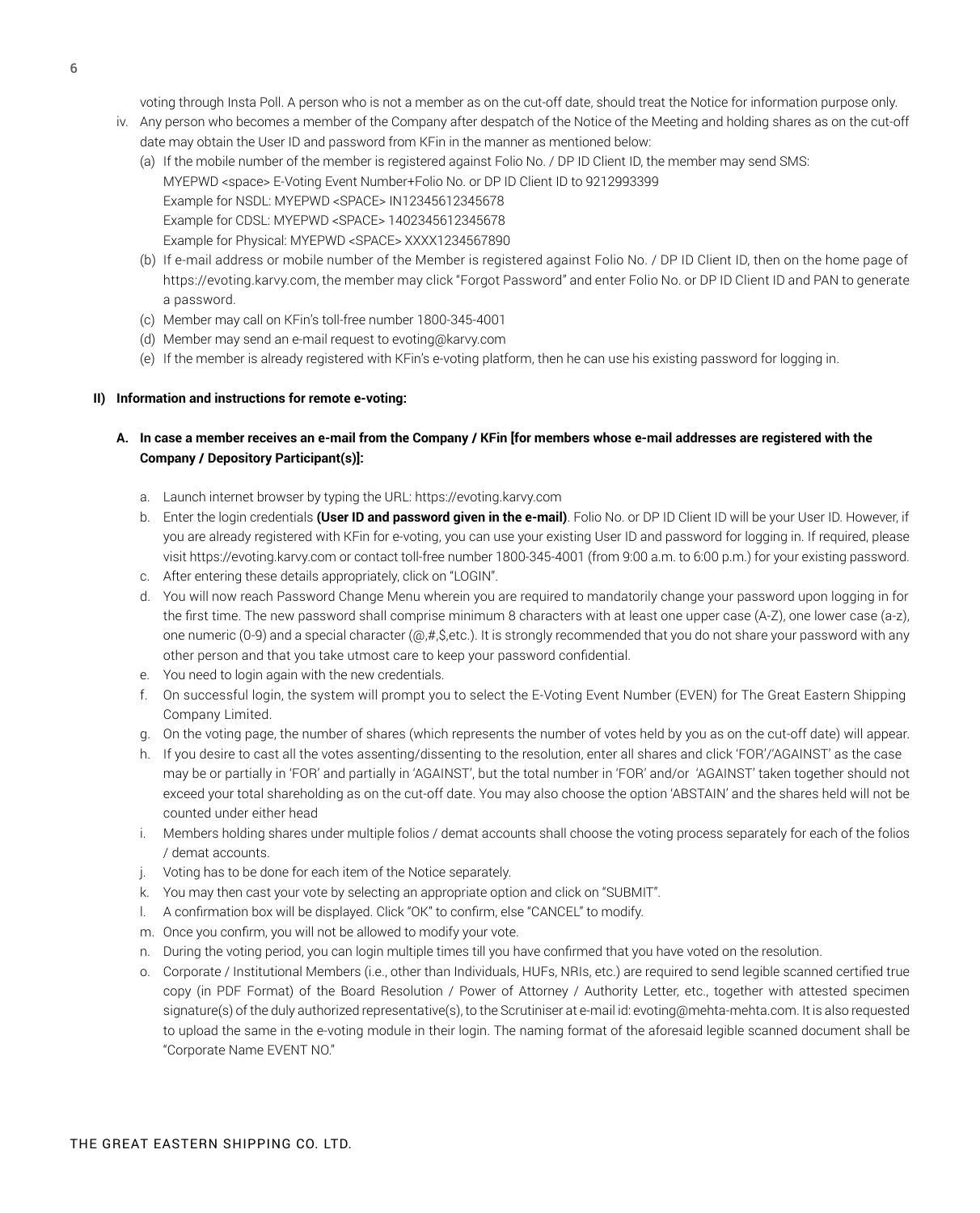voting through Insta Poll. A person who is not a member as on the cut-off date, should treat the Notice for information purpose only.

iv. Any person who becomes a member of the Company after despatch of the Notice of the Meeting and holding shares as on the cut-off date may obtain the User ID and password from KFin in the manner as mentioned below:

(a) If the mobile number of the member is registered against Folio No. / DP ID Client ID, the member may send SMS: MYEPWD <space> E-Voting Event Number+Folio No. or DP ID Client ID to 9212993399
Example for NSDL: MYEPWD <SPACE> IN12345612345678
Example for CDSL: MYEPWD <SPACE> 1402345612345678
Example for Physical: MYEPWD <SPACE> XXXX1234567890

(b) If e-mail address or mobile number of the Member is registered against Folio No. / DP ID Client ID, then on the home page of https://evoting.karvy.com, the member may click "Forgot Password" and enter Folio No. or DP ID Client ID and PAN to generate a password.

(c) Member may call on KFin's toll-free number 1800-345-4001

(d) Member may send an e-mail request to evoting@karvy.com

(e) If the member is already registered with KFin's e-voting platform, then he can use his existing password for logging in.

**II) Information and instructions for remote e-voting:**

**A. In case a member receives an e-mail from the Company / KFin [for members whose e-mail addresses are registered with the Company / Depository Participant(s)]:**

a. Launch internet browser by typing the URL: https://evoting.karvy.com

b. Enter the login credentials **(User ID and password given in the e-mail)**. Folio No. or DP ID Client ID will be your User ID. However, if you are already registered with KFin for e-voting, you can use your existing User ID and password for logging in. If required, please visit https://evoting.karvy.com or contact toll-free number 1800-345-4001 (from 9:00 a.m. to 6:00 p.m.) for your existing password.

c. After entering these details appropriately, click on "LOGIN".

d. You will now reach Password Change Menu wherein you are required to mandatorily change your password upon logging in for the first time. The new password shall comprise minimum 8 characters with at least one upper case (A-Z), one lower case (a-z), one numeric (0-9) and a special character (@,#,$,etc.). It is strongly recommended that you do not share your password with any other person and that you take utmost care to keep your password confidential.

e. You need to login again with the new credentials.

f. On successful login, the system will prompt you to select the E-Voting Event Number (EVEN) for The Great Eastern Shipping Company Limited.

g. On the voting page, the number of shares (which represents the number of votes held by you as on the cut-off date) will appear.

h. If you desire to cast all the votes assenting/dissenting to the resolution, enter all shares and click 'FOR'/'AGAINST' as the case may be or partially in 'FOR' and partially in 'AGAINST', but the total number in 'FOR' and/or 'AGAINST' taken together should not exceed your total shareholding as on the cut-off date. You may also choose the option 'ABSTAIN' and the shares held will not be counted under either head

i. Members holding shares under multiple folios / demat accounts shall choose the voting process separately for each of the folios / demat accounts.

j. Voting has to be done for each item of the Notice separately.

k. You may then cast your vote by selecting an appropriate option and click on "SUBMIT".

l. A confirmation box will be displayed. Click "OK" to confirm, else "CANCEL" to modify.

m. Once you confirm, you will not be allowed to modify your vote.

n. During the voting period, you can login multiple times till you have confirmed that you have voted on the resolution.

o. Corporate / Institutional Members (i.e., other than Individuals, HUFs, NRIs, etc.) are required to send legible scanned certified true copy (in PDF Format) of the Board Resolution / Power of Attorney / Authority Letter, etc., together with attested specimen signature(s) of the duly authorized representative(s), to the Scrutiniser at e-mail id: evoting@mehta-mehta.com. It is also requested to upload the same in the e-voting module in their login. The naming format of the aforesaid legible scanned document shall be "Corporate Name EVENT NO."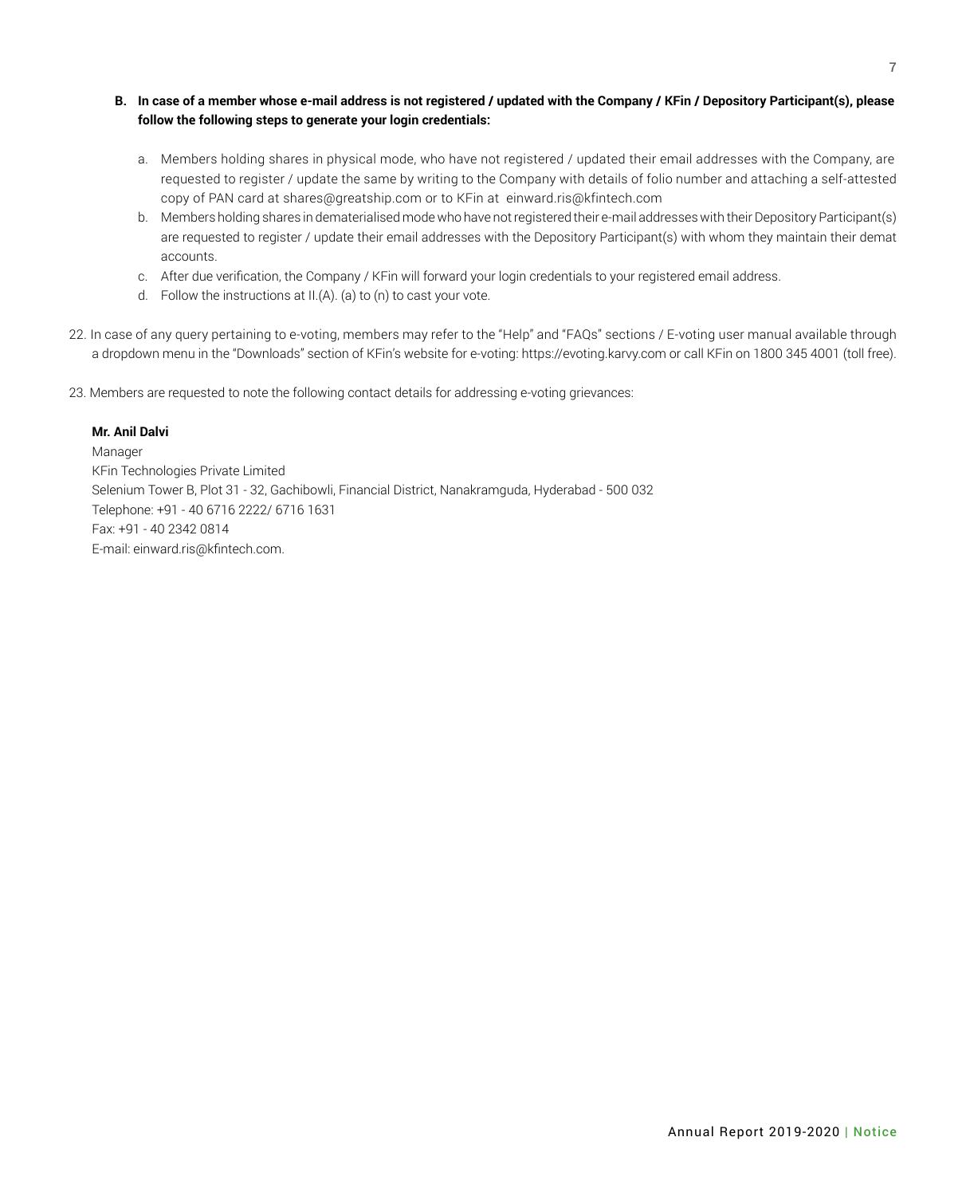**B. In case of a member whose e-mail address is not registered / updated with the Company / KFin / Depository Participant(s), please follow the following steps to generate your login credentials:**

a. Members holding shares in physical mode, who have not registered / updated their email addresses with the Company, are requested to register / update the same by writing to the Company with details of folio number and attaching a self-attested copy of PAN card at shares@greatship.com or to KFin at einward.ris@kfintech.com

b. Members holding shares in dematerialised mode who have not registered their e-mail addresses with their Depository Participant(s) are requested to register / update their email addresses with the Depository Participant(s) with whom they maintain their demat accounts.

c. After due verification, the Company / KFin will forward your login credentials to your registered email address.

d. Follow the instructions at II.(A). (a) to (n) to cast your vote.

22. In case of any query pertaining to e-voting, members may refer to the "Help" and "FAQs" sections / E-voting user manual available through a dropdown menu in the "Downloads" section of KFin's website for e-voting: https://evoting.karvy.com or call KFin on 1800 345 4001 (toll free).

23. Members are requested to note the following contact details for addressing e-voting grievances:

**Mr. Anil Dalvi**
Manager
KFin Technologies Private Limited
Selenium Tower B, Plot 31 - 32, Gachibowli, Financial District, Nanakramguda, Hyderabad - 500 032
Telephone: +91 - 40 6716 2222/ 6716 1631
Fax: +91 - 40 2342 0814
E-mail: einward.ris@kfintech.com.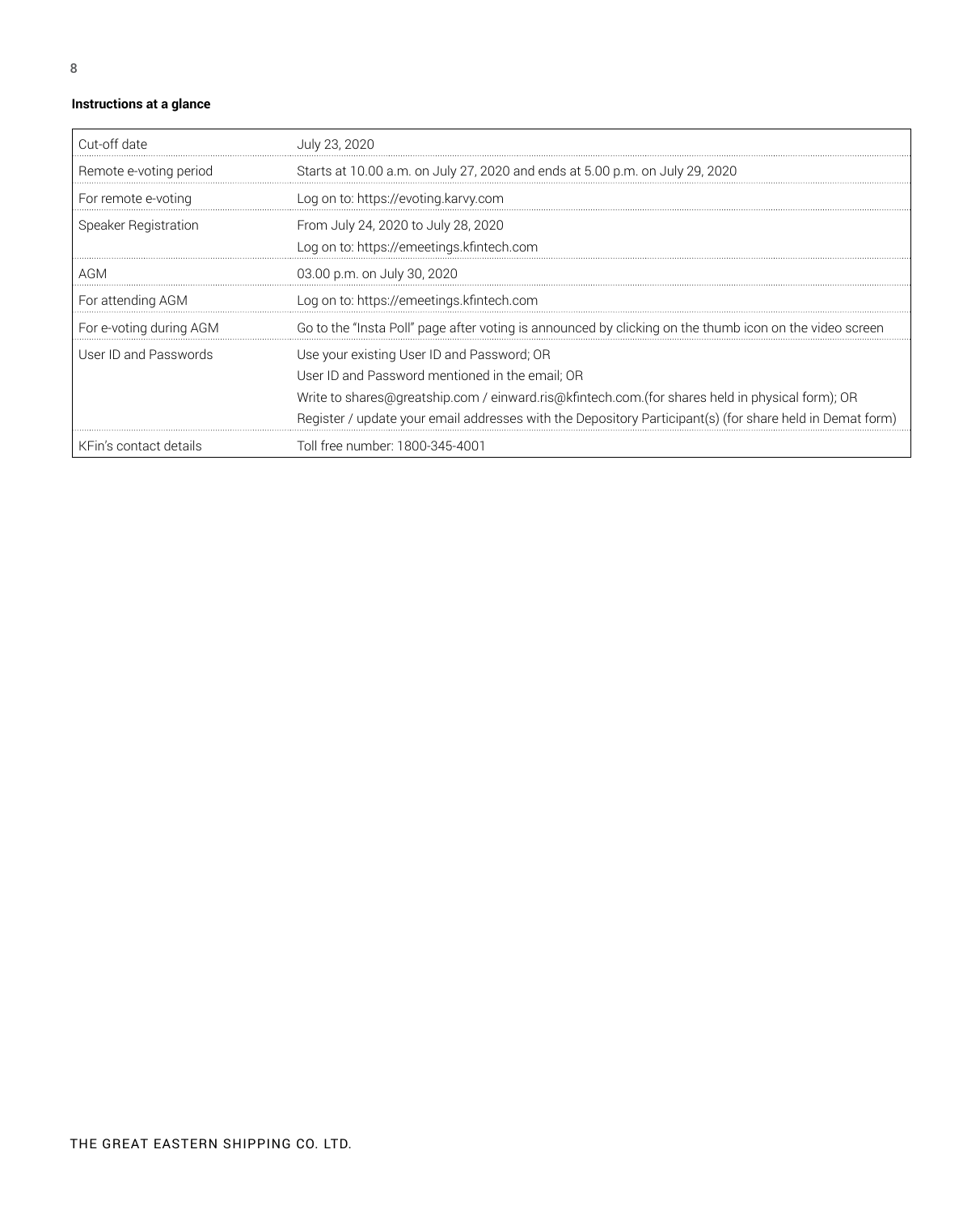**Instructions at a glance**

| | |
|---|---|
| Cut-off date | July 23, 2020 |
| Remote e-voting period | Starts at 10.00 a.m. on July 27, 2020 and ends at 5.00 p.m. on July 29, 2020 |
| For remote e-voting | Log on to: https://evoting.karvy.com |
| Speaker Registration | From July 24, 2020 to July 28, 2020<br>Log on to: https://emeetings.kfintech.com |
| AGM | 03.00 p.m. on July 30, 2020 |
| For attending AGM | Log on to: https://emeetings.kfintech.com |
| For e-voting during AGM | Go to the "Insta Poll" page after voting is announced by clicking on the thumb icon on the video screen |
| User ID and Passwords | Use your existing User ID and Password; OR<br>User ID and Password mentioned in the email; OR<br>Write to shares@greatship.com / einward.ris@kfintech.com.(for shares held in physical form); OR<br>Register / update your email addresses with the Depository Participant(s) (for share held in Demat form) |
| KFin's contact details | Toll free number: 1800-345-4001 |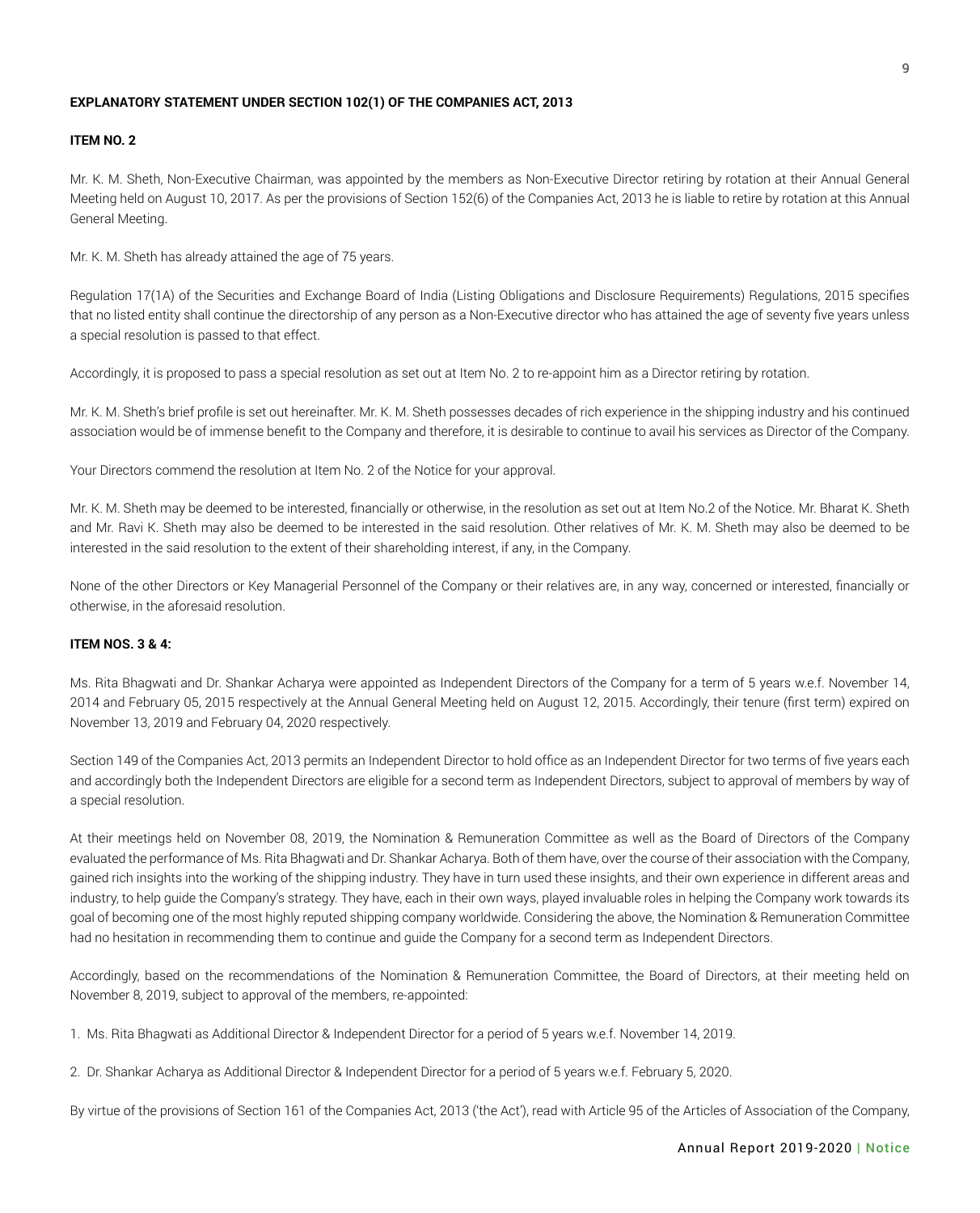**EXPLANATORY STATEMENT UNDER SECTION 102(1) OF THE COMPANIES ACT, 2013**

**ITEM NO. 2**

Mr. K. M. Sheth, Non-Executive Chairman, was appointed by the members as Non-Executive Director retiring by rotation at their Annual General Meeting held on August 10, 2017. As per the provisions of Section 152(6) of the Companies Act, 2013 he is liable to retire by rotation at this Annual General Meeting.

Mr. K. M. Sheth has already attained the age of 75 years.

Regulation 17(1A) of the Securities and Exchange Board of India (Listing Obligations and Disclosure Requirements) Regulations, 2015 specifies that no listed entity shall continue the directorship of any person as a Non-Executive director who has attained the age of seventy five years unless a special resolution is passed to that effect.

Accordingly, it is proposed to pass a special resolution as set out at Item No. 2 to re-appoint him as a Director retiring by rotation.

Mr. K. M. Sheth's brief profile is set out hereinafter. Mr. K. M. Sheth possesses decades of rich experience in the shipping industry and his continued association would be of immense benefit to the Company and therefore, it is desirable to continue to avail his services as Director of the Company.

Your Directors commend the resolution at Item No. 2 of the Notice for your approval.

Mr. K. M. Sheth may be deemed to be interested, financially or otherwise, in the resolution as set out at Item No.2 of the Notice. Mr. Bharat K. Sheth and Mr. Ravi K. Sheth may also be deemed to be interested in the said resolution. Other relatives of Mr. K. M. Sheth may also be deemed to be interested in the said resolution to the extent of their shareholding interest, if any, in the Company.

None of the other Directors or Key Managerial Personnel of the Company or their relatives are, in any way, concerned or interested, financially or otherwise, in the aforesaid resolution.

**ITEM NOS. 3 & 4:**

Ms. Rita Bhagwati and Dr. Shankar Acharya were appointed as Independent Directors of the Company for a term of 5 years w.e.f. November 14, 2014 and February 05, 2015 respectively at the Annual General Meeting held on August 12, 2015. Accordingly, their tenure (first term) expired on November 13, 2019 and February 04, 2020 respectively.

Section 149 of the Companies Act, 2013 permits an Independent Director to hold office as an Independent Director for two terms of five years each and accordingly both the Independent Directors are eligible for a second term as Independent Directors, subject to approval of members by way of a special resolution.

At their meetings held on November 08, 2019, the Nomination & Remuneration Committee as well as the Board of Directors of the Company evaluated the performance of Ms. Rita Bhagwati and Dr. Shankar Acharya. Both of them have, over the course of their association with the Company, gained rich insights into the working of the shipping industry. They have in turn used these insights, and their own experience in different areas and industry, to help guide the Company's strategy. They have, each in their own ways, played invaluable roles in helping the Company work towards its goal of becoming one of the most highly reputed shipping company worldwide. Considering the above, the Nomination & Remuneration Committee had no hesitation in recommending them to continue and guide the Company for a second term as Independent Directors.

Accordingly, based on the recommendations of the Nomination & Remuneration Committee, the Board of Directors, at their meeting held on November 8, 2019, subject to approval of the members, re-appointed:

1. Ms. Rita Bhagwati as Additional Director & Independent Director for a period of 5 years w.e.f. November 14, 2019.
2. Dr. Shankar Acharya as Additional Director & Independent Director for a period of 5 years w.e.f. February 5, 2020.

By virtue of the provisions of Section 161 of the Companies Act, 2013 ('the Act'), read with Article 95 of the Articles of Association of the Company,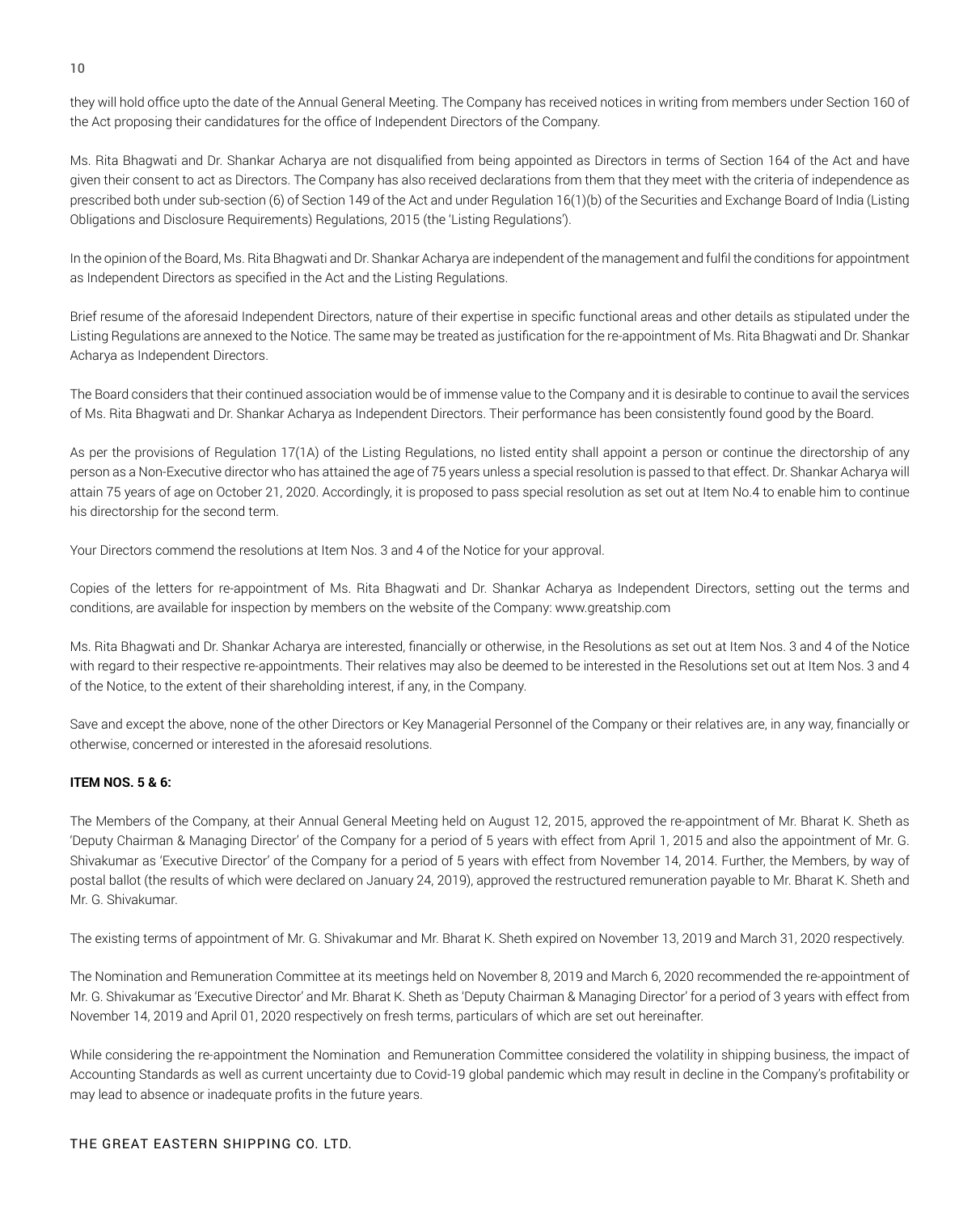they will hold office upto the date of the Annual General Meeting. The Company has received notices in writing from members under Section 160 of the Act proposing their candidatures for the office of Independent Directors of the Company.

Ms. Rita Bhagwati and Dr. Shankar Acharya are not disqualified from being appointed as Directors in terms of Section 164 of the Act and have given their consent to act as Directors. The Company has also received declarations from them that they meet with the criteria of independence as prescribed both under sub-section (6) of Section 149 of the Act and under Regulation 16(1)(b) of the Securities and Exchange Board of India (Listing Obligations and Disclosure Requirements) Regulations, 2015 (the 'Listing Regulations').

In the opinion of the Board, Ms. Rita Bhagwati and Dr. Shankar Acharya are independent of the management and fulfil the conditions for appointment as Independent Directors as specified in the Act and the Listing Regulations.

Brief resume of the aforesaid Independent Directors, nature of their expertise in specific functional areas and other details as stipulated under the Listing Regulations are annexed to the Notice. The same may be treated as justification for the re-appointment of Ms. Rita Bhagwati and Dr. Shankar Acharya as Independent Directors.

The Board considers that their continued association would be of immense value to the Company and it is desirable to continue to avail the services of Ms. Rita Bhagwati and Dr. Shankar Acharya as Independent Directors. Their performance has been consistently found good by the Board.

As per the provisions of Regulation 17(1A) of the Listing Regulations, no listed entity shall appoint a person or continue the directorship of any person as a Non-Executive director who has attained the age of 75 years unless a special resolution is passed to that effect. Dr. Shankar Acharya will attain 75 years of age on October 21, 2020. Accordingly, it is proposed to pass special resolution as set out at Item No.4 to enable him to continue his directorship for the second term.

Your Directors commend the resolutions at Item Nos. 3 and 4 of the Notice for your approval.

Copies of the letters for re-appointment of Ms. Rita Bhagwati and Dr. Shankar Acharya as Independent Directors, setting out the terms and conditions, are available for inspection by members on the website of the Company: www.greatship.com

Ms. Rita Bhagwati and Dr. Shankar Acharya are interested, financially or otherwise, in the Resolutions as set out at Item Nos. 3 and 4 of the Notice with regard to their respective re-appointments. Their relatives may also be deemed to be interested in the Resolutions set out at Item Nos. 3 and 4 of the Notice, to the extent of their shareholding interest, if any, in the Company.

Save and except the above, none of the other Directors or Key Managerial Personnel of the Company or their relatives are, in any way, financially or otherwise, concerned or interested in the aforesaid resolutions.

**ITEM NOS. 5 & 6:**

The Members of the Company, at their Annual General Meeting held on August 12, 2015, approved the re-appointment of Mr. Bharat K. Sheth as 'Deputy Chairman & Managing Director' of the Company for a period of 5 years with effect from April 1, 2015 and also the appointment of Mr. G. Shivakumar as 'Executive Director' of the Company for a period of 5 years with effect from November 14, 2014. Further, the Members, by way of postal ballot (the results of which were declared on January 24, 2019), approved the restructured remuneration payable to Mr. Bharat K. Sheth and Mr. G. Shivakumar.

The existing terms of appointment of Mr. G. Shivakumar and Mr. Bharat K. Sheth expired on November 13, 2019 and March 31, 2020 respectively.

The Nomination and Remuneration Committee at its meetings held on November 8, 2019 and March 6, 2020 recommended the re-appointment of Mr. G. Shivakumar as 'Executive Director' and Mr. Bharat K. Sheth as 'Deputy Chairman & Managing Director' for a period of 3 years with effect from November 14, 2019 and April 01, 2020 respectively on fresh terms, particulars of which are set out hereinafter.

While considering the re-appointment the Nomination and Remuneration Committee considered the volatility in shipping business, the impact of Accounting Standards as well as current uncertainty due to Covid-19 global pandemic which may result in decline in the Company's profitability or may lead to absence or inadequate profits in the future years.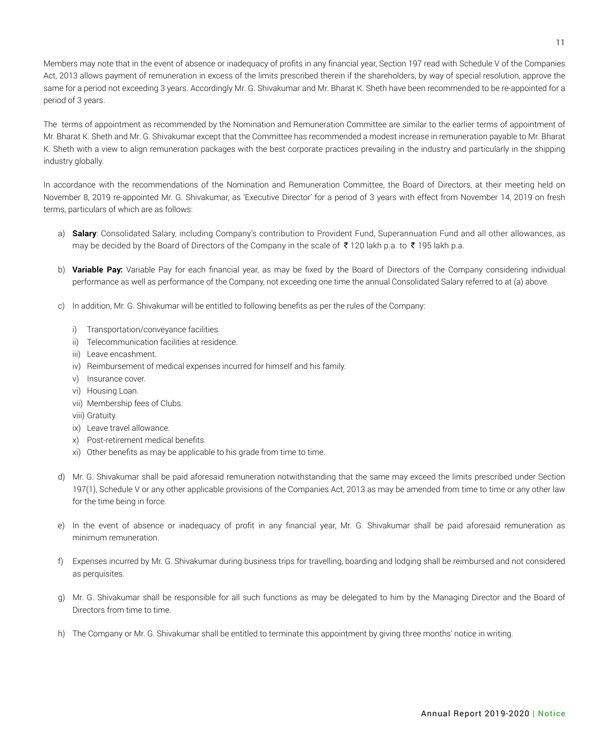Members may note that in the event of absence or inadequacy of profits in any financial year, Section 197 read with Schedule V of the Companies Act, 2013 allows payment of remuneration in excess of the limits prescribed therein if the shareholders, by way of special resolution, approve the same for a period not exceeding 3 years. Accordingly Mr. G. Shivakumar and Mr. Bharat K. Sheth have been recommended to be re-appointed for a period of 3 years.

The terms of appointment as recommended by the Nomination and Remuneration Committee are similar to the earlier terms of appointment of Mr. Bharat K. Sheth and Mr. G. Shivakumar except that the Committee has recommended a modest increase in remuneration payable to Mr. Bharat K. Sheth with a view to align remuneration packages with the best corporate practices prevailing in the industry and particularly in the shipping industry globally.

In accordance with the recommendations of the Nomination and Remuneration Committee, the Board of Directors, at their meeting held on November 8, 2019 re-appointed Mr. G. Shivakumar, as 'Executive Director' for a period of 3 years with effect from November 14, 2019 on fresh terms, particulars of which are as follows:

a) **Salary**: Consolidated Salary, including Company's contribution to Provident Fund, Superannuation Fund and all other allowances, as may be decided by the Board of Directors of the Company in the scale of ₹ 120 lakh p.a. to ₹ 195 lakh p.a.

b) **Variable Pay:** Variable Pay for each financial year, as may be fixed by the Board of Directors of the Company considering individual performance as well as performance of the Company, not exceeding one time the annual Consolidated Salary referred to at (a) above.

c) In addition, Mr. G. Shivakumar will be entitled to following benefits as per the rules of the Company:

   i) Transportation/conveyance facilities.
   ii) Telecommunication facilities at residence.
   iii) Leave encashment.
   iv) Reimbursement of medical expenses incurred for himself and his family.
   v) Insurance cover.
   vi) Housing Loan.
   vii) Membership fees of Clubs.
   viii) Gratuity.
   ix) Leave travel allowance.
   x) Post-retirement medical benefits.
   xi) Other benefits as may be applicable to his grade from time to time.

d) Mr. G. Shivakumar shall be paid aforesaid remuneration notwithstanding that the same may exceed the limits prescribed under Section 197(1), Schedule V or any other applicable provisions of the Companies Act, 2013 as may be amended from time to time or any other law for the time being in force.

e) In the event of absence or inadequacy of profit in any financial year, Mr. G. Shivakumar shall be paid aforesaid remuneration as minimum remuneration.

f) Expenses incurred by Mr. G. Shivakumar during business trips for travelling, boarding and lodging shall be reimbursed and not considered as perquisites.

g) Mr. G. Shivakumar shall be responsible for all such functions as may be delegated to him by the Managing Director and the Board of Directors from time to time.

h) The Company or Mr. G. Shivakumar shall be entitled to terminate this appointment by giving three months' notice in writing.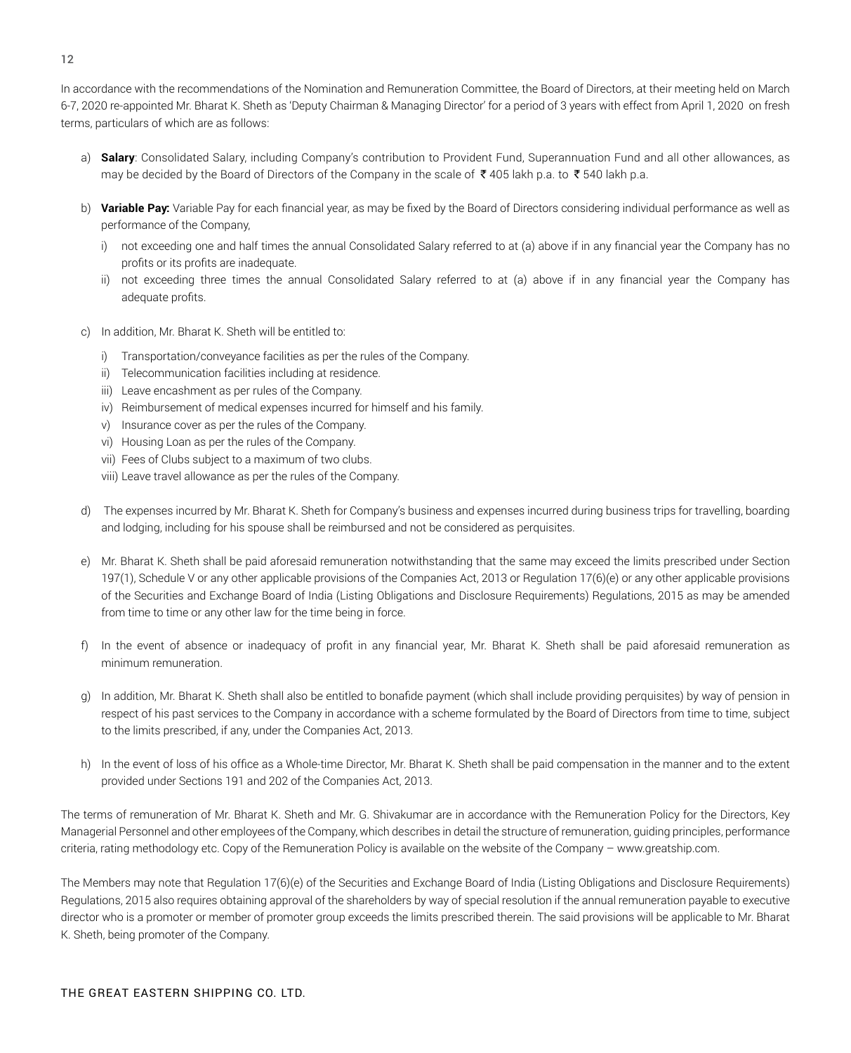In accordance with the recommendations of the Nomination and Remuneration Committee, the Board of Directors, at their meeting held on March 6-7, 2020 re-appointed Mr. Bharat K. Sheth as 'Deputy Chairman & Managing Director' for a period of 3 years with effect from April 1, 2020 on fresh terms, particulars of which are as follows:

a) **Salary**: Consolidated Salary, including Company's contribution to Provident Fund, Superannuation Fund and all other allowances, as may be decided by the Board of Directors of the Company in the scale of ₹ 405 lakh p.a. to ₹ 540 lakh p.a.

b) **Variable Pay:** Variable Pay for each financial year, as may be fixed by the Board of Directors considering individual performance as well as performance of the Company,

   i) not exceeding one and half times the annual Consolidated Salary referred to at (a) above if in any financial year the Company has no profits or its profits are inadequate.

   ii) not exceeding three times the annual Consolidated Salary referred to at (a) above if in any financial year the Company has adequate profits.

c) In addition, Mr. Bharat K. Sheth will be entitled to:

   i) Transportation/conveyance facilities as per the rules of the Company.

   ii) Telecommunication facilities including at residence.

   iii) Leave encashment as per rules of the Company.

   iv) Reimbursement of medical expenses incurred for himself and his family.

   v) Insurance cover as per the rules of the Company.

   vi) Housing Loan as per the rules of the Company.

   vii) Fees of Clubs subject to a maximum of two clubs.

   viii) Leave travel allowance as per the rules of the Company.

d) The expenses incurred by Mr. Bharat K. Sheth for Company's business and expenses incurred during business trips for travelling, boarding and lodging, including for his spouse shall be reimbursed and not be considered as perquisites.

e) Mr. Bharat K. Sheth shall be paid aforesaid remuneration notwithstanding that the same may exceed the limits prescribed under Section 197(1), Schedule V or any other applicable provisions of the Companies Act, 2013 or Regulation 17(6)(e) or any other applicable provisions of the Securities and Exchange Board of India (Listing Obligations and Disclosure Requirements) Regulations, 2015 as may be amended from time to time or any other law for the time being in force.

f) In the event of absence or inadequacy of profit in any financial year, Mr. Bharat K. Sheth shall be paid aforesaid remuneration as minimum remuneration.

g) In addition, Mr. Bharat K. Sheth shall also be entitled to bonafide payment (which shall include providing perquisites) by way of pension in respect of his past services to the Company in accordance with a scheme formulated by the Board of Directors from time to time, subject to the limits prescribed, if any, under the Companies Act, 2013.

h) In the event of loss of his office as a Whole-time Director, Mr. Bharat K. Sheth shall be paid compensation in the manner and to the extent provided under Sections 191 and 202 of the Companies Act, 2013.

The terms of remuneration of Mr. Bharat K. Sheth and Mr. G. Shivakumar are in accordance with the Remuneration Policy for the Directors, Key Managerial Personnel and other employees of the Company, which describes in detail the structure of remuneration, guiding principles, performance criteria, rating methodology etc. Copy of the Remuneration Policy is available on the website of the Company – www.greatship.com.

The Members may note that Regulation 17(6)(e) of the Securities and Exchange Board of India (Listing Obligations and Disclosure Requirements) Regulations, 2015 also requires obtaining approval of the shareholders by way of special resolution if the annual remuneration payable to executive director who is a promoter or member of promoter group exceeds the limits prescribed therein. The said provisions will be applicable to Mr. Bharat K. Sheth, being promoter of the Company.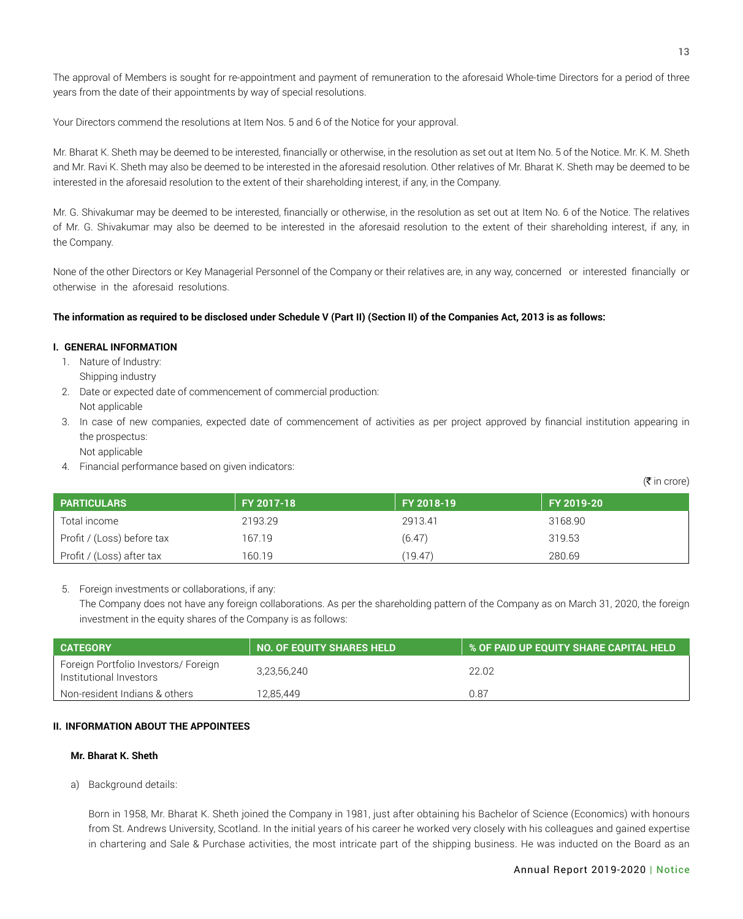The approval of Members is sought for re-appointment and payment of remuneration to the aforesaid Whole-time Directors for a period of three years from the date of their appointments by way of special resolutions.

Your Directors commend the resolutions at Item Nos. 5 and 6 of the Notice for your approval.

Mr. Bharat K. Sheth may be deemed to be interested, financially or otherwise, in the resolution as set out at Item No. 5 of the Notice. Mr. K. M. Sheth and Mr. Ravi K. Sheth may also be deemed to be interested in the aforesaid resolution. Other relatives of Mr. Bharat K. Sheth may be deemed to be interested in the aforesaid resolution to the extent of their shareholding interest, if any, in the Company.

Mr. G. Shivakumar may be deemed to be interested, financially or otherwise, in the resolution as set out at Item No. 6 of the Notice. The relatives of Mr. G. Shivakumar may also be deemed to be interested in the aforesaid resolution to the extent of their shareholding interest, if any, in the Company.

None of the other Directors or Key Managerial Personnel of the Company or their relatives are, in any way, concerned or interested financially or otherwise in the aforesaid resolutions.

**The information as required to be disclosed under Schedule V (Part II) (Section II) of the Companies Act, 2013 is as follows:**

**I. GENERAL INFORMATION**

1. Nature of Industry:
   Shipping industry
2. Date or expected date of commencement of commercial production:
   Not applicable
3. In case of new companies, expected date of commencement of activities as per project approved by financial institution appearing in the prospectus:
   Not applicable
4. Financial performance based on given indicators:

(₹ in crore)

| PARTICULARS | FY 2017-18 | FY 2018-19 | FY 2019-20 |
|---|---|---|---|
| Total income | 2193.29 | 2913.41 | 3168.90 |
| Profit / (Loss) before tax | 167.19 | (6.47) | 319.53 |
| Profit / (Loss) after tax | 160.19 | (19.47) | 280.69 |

5. Foreign investments or collaborations, if any:
   The Company does not have any foreign collaborations. As per the shareholding pattern of the Company as on March 31, 2020, the foreign investment in the equity shares of the Company is as follows:

| CATEGORY | NO. OF EQUITY SHARES HELD | % OF PAID UP EQUITY SHARE CAPITAL HELD |
|---|---|---|
| Foreign Portfolio Investors/ Foreign Institutional Investors | 3,23,56,240 | 22.02 |
| Non-resident Indians & others | 12,85,449 | 0.87 |

**II. INFORMATION ABOUT THE APPOINTEES**

**Mr. Bharat K. Sheth**

a) Background details:

Born in 1958, Mr. Bharat K. Sheth joined the Company in 1981, just after obtaining his Bachelor of Science (Economics) with honours from St. Andrews University, Scotland. In the initial years of his career he worked very closely with his colleagues and gained expertise in chartering and Sale & Purchase activities, the most intricate part of the shipping business. He was inducted on the Board as an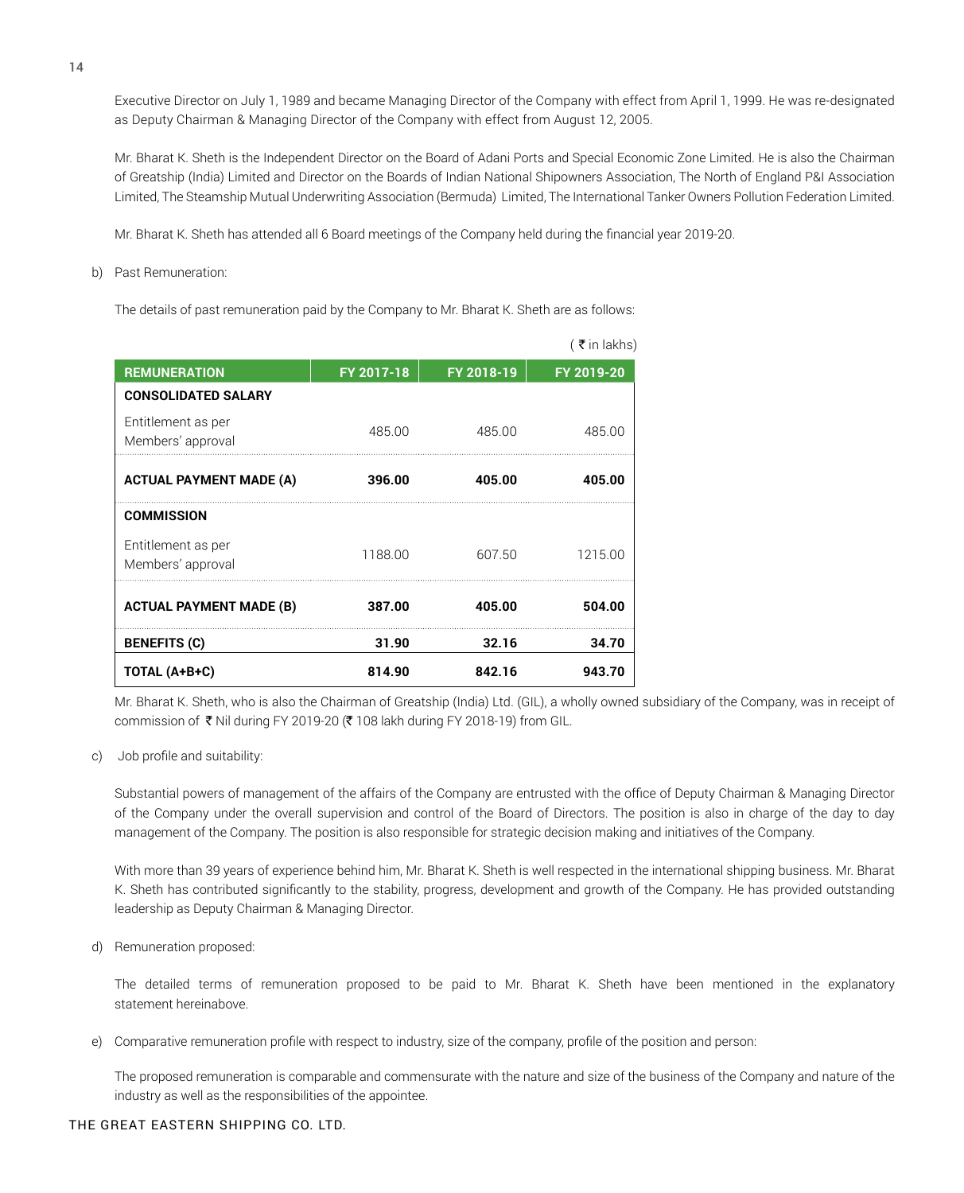Executive Director on July 1, 1989 and became Managing Director of the Company with effect from April 1, 1999. He was re-designated as Deputy Chairman & Managing Director of the Company with effect from August 12, 2005.

Mr. Bharat K. Sheth is the Independent Director on the Board of Adani Ports and Special Economic Zone Limited. He is also the Chairman of Greatship (India) Limited and Director on the Boards of Indian National Shipowners Association, The North of England P&I Association Limited, The Steamship Mutual Underwriting Association (Bermuda) Limited, The International Tanker Owners Pollution Federation Limited.

Mr. Bharat K. Sheth has attended all 6 Board meetings of the Company held during the financial year 2019-20.

b) Past Remuneration:

The details of past remuneration paid by the Company to Mr. Bharat K. Sheth are as follows:

( ₹ in lakhs)

| REMUNERATION | FY 2017-18 | FY 2018-19 | FY 2019-20 |
|---|---|---|---|
| **CONSOLIDATED SALARY** | | | |
| Entitlement as per Members' approval | 485.00 | 485.00 | 485.00 |
| **ACTUAL PAYMENT MADE (A)** | **396.00** | **405.00** | **405.00** |
| **COMMISSION** | | | |
| Entitlement as per Members' approval | 1188.00 | 607.50 | 1215.00 |
| **ACTUAL PAYMENT MADE (B)** | **387.00** | **405.00** | **504.00** |
| **BENEFITS (C)** | **31.90** | **32.16** | **34.70** |
| **TOTAL (A+B+C)** | **814.90** | **842.16** | **943.70** |

Mr. Bharat K. Sheth, who is also the Chairman of Greatship (India) Ltd. (GIL), a wholly owned subsidiary of the Company, was in receipt of commission of ₹ Nil during FY 2019-20 (₹ 108 lakh during FY 2018-19) from GIL.

c) Job profile and suitability:

Substantial powers of management of the affairs of the Company are entrusted with the office of Deputy Chairman & Managing Director of the Company under the overall supervision and control of the Board of Directors. The position is also in charge of the day to day management of the Company. The position is also responsible for strategic decision making and initiatives of the Company.

With more than 39 years of experience behind him, Mr. Bharat K. Sheth is well respected in the international shipping business. Mr. Bharat K. Sheth has contributed significantly to the stability, progress, development and growth of the Company. He has provided outstanding leadership as Deputy Chairman & Managing Director.

d) Remuneration proposed:

The detailed terms of remuneration proposed to be paid to Mr. Bharat K. Sheth have been mentioned in the explanatory statement hereinabove.

e) Comparative remuneration profile with respect to industry, size of the company, profile of the position and person:

The proposed remuneration is comparable and commensurate with the nature and size of the business of the Company and nature of the industry as well as the responsibilities of the appointee.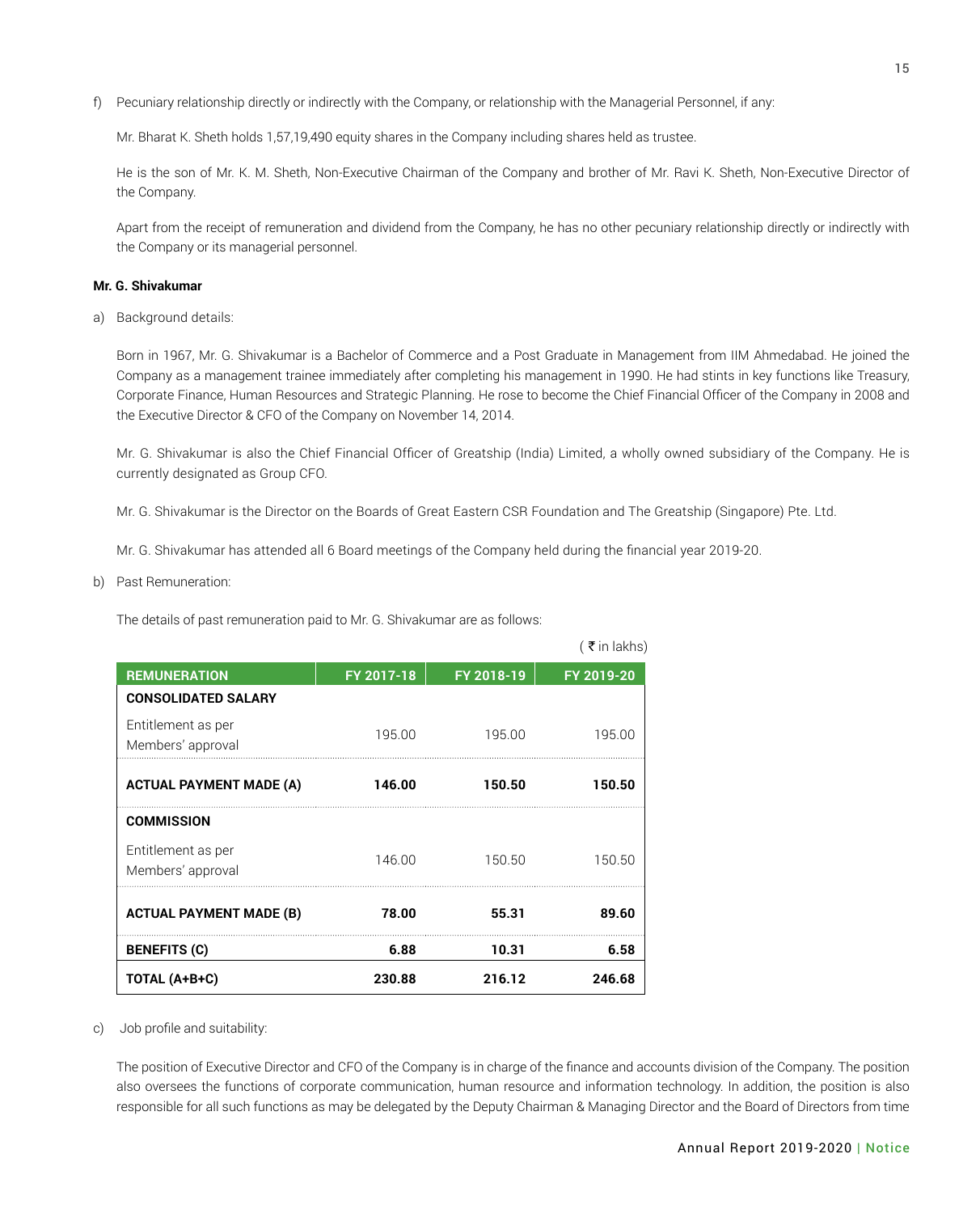f) Pecuniary relationship directly or indirectly with the Company, or relationship with the Managerial Personnel, if any:

Mr. Bharat K. Sheth holds 1,57,19,490 equity shares in the Company including shares held as trustee.

He is the son of Mr. K. M. Sheth, Non-Executive Chairman of the Company and brother of Mr. Ravi K. Sheth, Non-Executive Director of the Company.

Apart from the receipt of remuneration and dividend from the Company, he has no other pecuniary relationship directly or indirectly with the Company or its managerial personnel.

**Mr. G. Shivakumar**

a) Background details:

Born in 1967, Mr. G. Shivakumar is a Bachelor of Commerce and a Post Graduate in Management from IIM Ahmedabad. He joined the Company as a management trainee immediately after completing his management in 1990. He had stints in key functions like Treasury, Corporate Finance, Human Resources and Strategic Planning. He rose to become the Chief Financial Officer of the Company in 2008 and the Executive Director & CFO of the Company on November 14, 2014.

Mr. G. Shivakumar is also the Chief Financial Officer of Greatship (India) Limited, a wholly owned subsidiary of the Company. He is currently designated as Group CFO.

Mr. G. Shivakumar is the Director on the Boards of Great Eastern CSR Foundation and The Greatship (Singapore) Pte. Ltd.

Mr. G. Shivakumar has attended all 6 Board meetings of the Company held during the financial year 2019-20.

b) Past Remuneration:

The details of past remuneration paid to Mr. G. Shivakumar are as follows:

( ₹ in lakhs)

| REMUNERATION | FY 2017-18 | FY 2018-19 | FY 2019-20 |
|---|---|---|---|
| **CONSOLIDATED SALARY** | | | |
| Entitlement as per Members' approval | 195.00 | 195.00 | 195.00 |
| **ACTUAL PAYMENT MADE (A)** | **146.00** | **150.50** | **150.50** |
| **COMMISSION** | | | |
| Entitlement as per Members' approval | 146.00 | 150.50 | 150.50 |
| **ACTUAL PAYMENT MADE (B)** | **78.00** | **55.31** | **89.60** |
| **BENEFITS (C)** | **6.88** | **10.31** | **6.58** |
| **TOTAL (A+B+C)** | **230.88** | **216.12** | **246.68** |

c) Job profile and suitability:

The position of Executive Director and CFO of the Company is in charge of the finance and accounts division of the Company. The position also oversees the functions of corporate communication, human resource and information technology. In addition, the position is also responsible for all such functions as may be delegated by the Deputy Chairman & Managing Director and the Board of Directors from time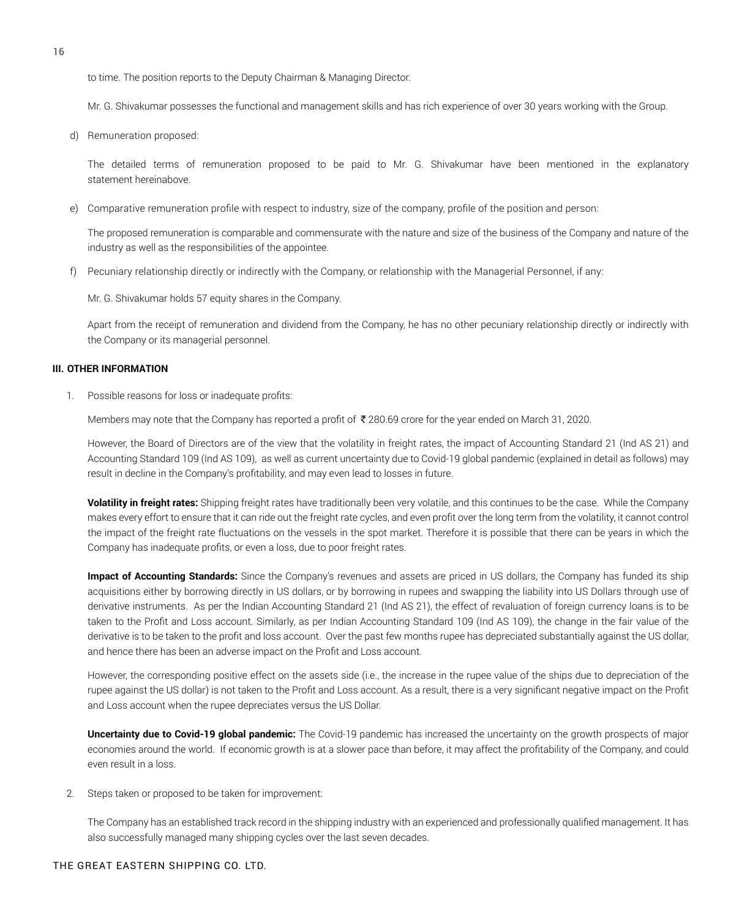to time. The position reports to the Deputy Chairman & Managing Director.

Mr. G. Shivakumar possesses the functional and management skills and has rich experience of over 30 years working with the Group.

d) Remuneration proposed:

The detailed terms of remuneration proposed to be paid to Mr. G. Shivakumar have been mentioned in the explanatory statement hereinabove.

e) Comparative remuneration profile with respect to industry, size of the company, profile of the position and person:

The proposed remuneration is comparable and commensurate with the nature and size of the business of the Company and nature of the industry as well as the responsibilities of the appointee.

f) Pecuniary relationship directly or indirectly with the Company, or relationship with the Managerial Personnel, if any:

Mr. G. Shivakumar holds 57 equity shares in the Company.

Apart from the receipt of remuneration and dividend from the Company, he has no other pecuniary relationship directly or indirectly with the Company or its managerial personnel.

**III. OTHER INFORMATION**

1. Possible reasons for loss or inadequate profits:

Members may note that the Company has reported a profit of ₹ 280.69 crore for the year ended on March 31, 2020.

However, the Board of Directors are of the view that the volatility in freight rates, the impact of Accounting Standard 21 (Ind AS 21) and Accounting Standard 109 (Ind AS 109), as well as current uncertainty due to Covid-19 global pandemic (explained in detail as follows) may result in decline in the Company's profitability, and may even lead to losses in future.

**Volatility in freight rates:** Shipping freight rates have traditionally been very volatile, and this continues to be the case. While the Company makes every effort to ensure that it can ride out the freight rate cycles, and even profit over the long term from the volatility, it cannot control the impact of the freight rate fluctuations on the vessels in the spot market. Therefore it is possible that there can be years in which the Company has inadequate profits, or even a loss, due to poor freight rates.

**Impact of Accounting Standards:** Since the Company's revenues and assets are priced in US dollars, the Company has funded its ship acquisitions either by borrowing directly in US dollars, or by borrowing in rupees and swapping the liability into US Dollars through use of derivative instruments. As per the Indian Accounting Standard 21 (Ind AS 21), the effect of revaluation of foreign currency loans is to be taken to the Profit and Loss account. Similarly, as per Indian Accounting Standard 109 (Ind AS 109), the change in the fair value of the derivative is to be taken to the profit and loss account. Over the past few months rupee has depreciated substantially against the US dollar, and hence there has been an adverse impact on the Profit and Loss account.

However, the corresponding positive effect on the assets side (i.e., the increase in the rupee value of the ships due to depreciation of the rupee against the US dollar) is not taken to the Profit and Loss account. As a result, there is a very significant negative impact on the Profit and Loss account when the rupee depreciates versus the US Dollar.

**Uncertainty due to Covid-19 global pandemic:** The Covid-19 pandemic has increased the uncertainty on the growth prospects of major economies around the world. If economic growth is at a slower pace than before, it may affect the profitability of the Company, and could even result in a loss.

2. Steps taken or proposed to be taken for improvement:

The Company has an established track record in the shipping industry with an experienced and professionally qualified management. It has also successfully managed many shipping cycles over the last seven decades.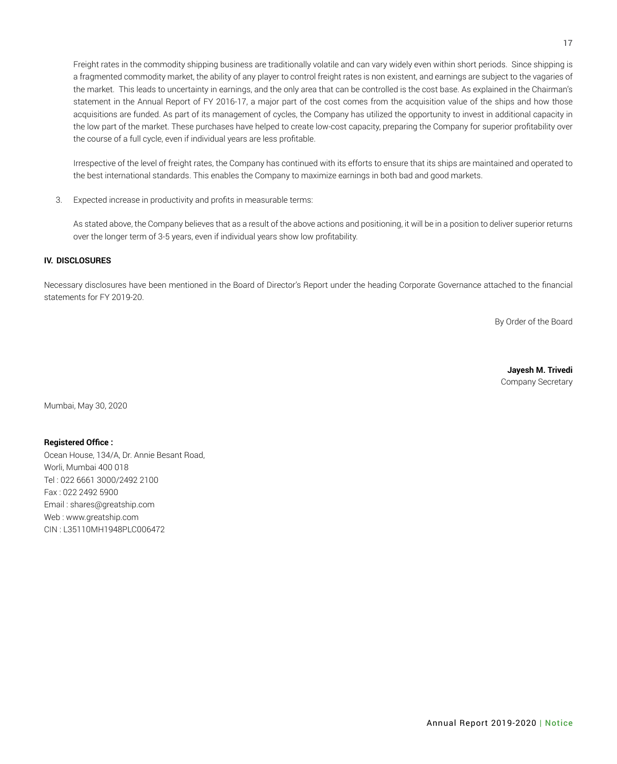Freight rates in the commodity shipping business are traditionally volatile and can vary widely even within short periods. Since shipping is a fragmented commodity market, the ability of any player to control freight rates is non existent, and earnings are subject to the vagaries of the market. This leads to uncertainty in earnings, and the only area that can be controlled is the cost base. As explained in the Chairman's statement in the Annual Report of FY 2016-17, a major part of the cost comes from the acquisition value of the ships and how those acquisitions are funded. As part of its management of cycles, the Company has utilized the opportunity to invest in additional capacity in the low part of the market. These purchases have helped to create low-cost capacity, preparing the Company for superior profitability over the course of a full cycle, even if individual years are less profitable.

Irrespective of the level of freight rates, the Company has continued with its efforts to ensure that its ships are maintained and operated to the best international standards. This enables the Company to maximize earnings in both bad and good markets.

3. Expected increase in productivity and profits in measurable terms:

   As stated above, the Company believes that as a result of the above actions and positioning, it will be in a position to deliver superior returns over the longer term of 3-5 years, even if individual years show low profitability.

**IV. DISCLOSURES**

Necessary disclosures have been mentioned in the Board of Director's Report under the heading Corporate Governance attached to the financial statements for FY 2019-20.

By Order of the Board

**Jayesh M. Trivedi**
Company Secretary

Mumbai, May 30, 2020

**Registered Office :**
Ocean House, 134/A, Dr. Annie Besant Road,
Worli, Mumbai 400 018
Tel : 022 6661 3000/2492 2100
Fax : 022 2492 5900
Email : shares@greatship.com
Web : www.greatship.com
CIN : L35110MH1948PLC006472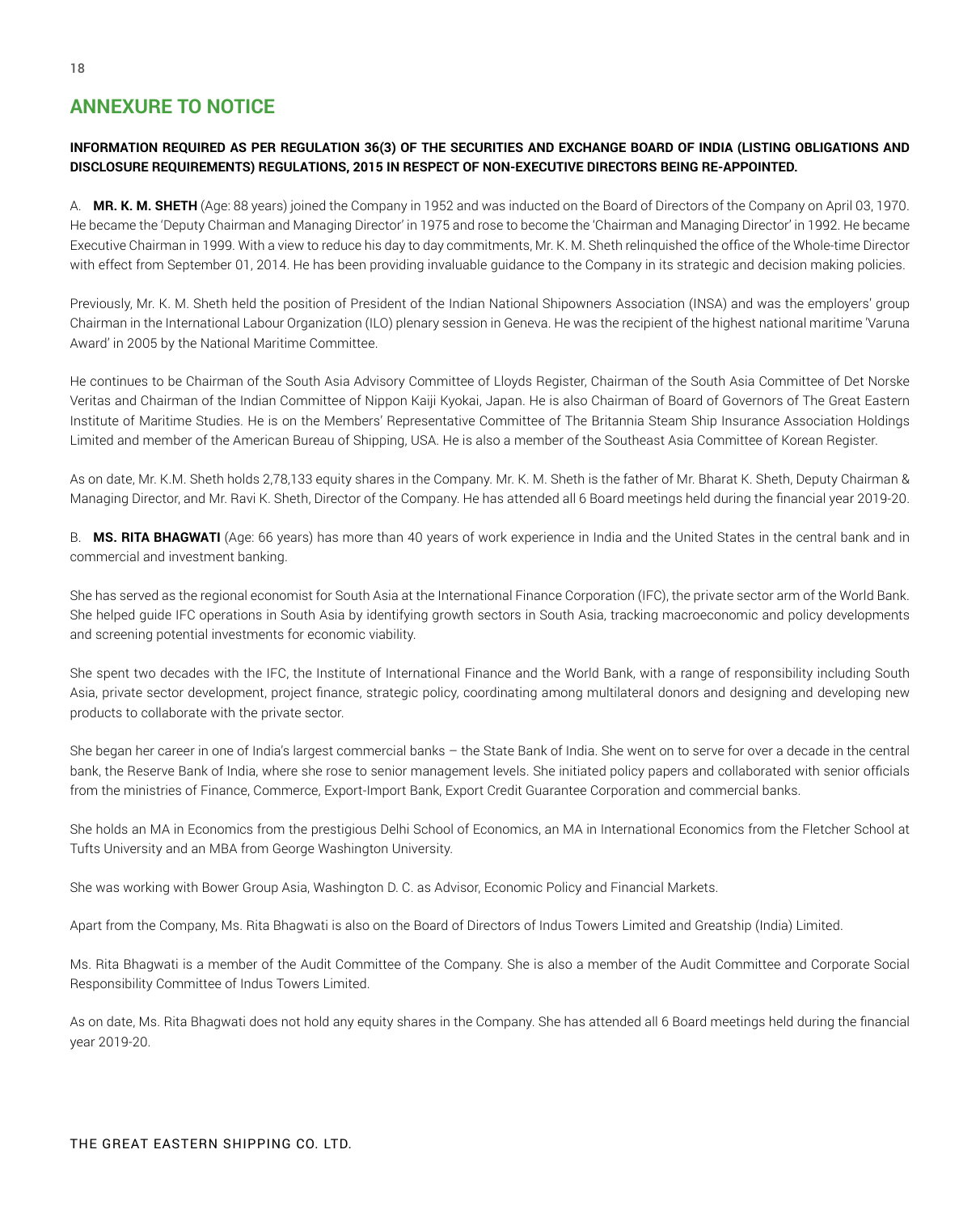## ANNEXURE TO NOTICE

**INFORMATION REQUIRED AS PER REGULATION 36(3) OF THE SECURITIES AND EXCHANGE BOARD OF INDIA (LISTING OBLIGATIONS AND DISCLOSURE REQUIREMENTS) REGULATIONS, 2015 IN RESPECT OF NON-EXECUTIVE DIRECTORS BEING RE-APPOINTED.**

A. **MR. K. M. SHETH** (Age: 88 years) joined the Company in 1952 and was inducted on the Board of Directors of the Company on April 03, 1970. He became the 'Deputy Chairman and Managing Director' in 1975 and rose to become the 'Chairman and Managing Director' in 1992. He became Executive Chairman in 1999. With a view to reduce his day to day commitments, Mr. K. M. Sheth relinquished the office of the Whole-time Director with effect from September 01, 2014. He has been providing invaluable guidance to the Company in its strategic and decision making policies.

Previously, Mr. K. M. Sheth held the position of President of the Indian National Shipowners Association (INSA) and was the employers' group Chairman in the International Labour Organization (ILO) plenary session in Geneva. He was the recipient of the highest national maritime 'Varuna Award' in 2005 by the National Maritime Committee.

He continues to be Chairman of the South Asia Advisory Committee of Lloyds Register, Chairman of the South Asia Committee of Det Norske Veritas and Chairman of the Indian Committee of Nippon Kaiji Kyokai, Japan. He is also Chairman of Board of Governors of The Great Eastern Institute of Maritime Studies. He is on the Members' Representative Committee of The Britannia Steam Ship Insurance Association Holdings Limited and member of the American Bureau of Shipping, USA. He is also a member of the Southeast Asia Committee of Korean Register.

As on date, Mr. K.M. Sheth holds 2,78,133 equity shares in the Company. Mr. K. M. Sheth is the father of Mr. Bharat K. Sheth, Deputy Chairman & Managing Director, and Mr. Ravi K. Sheth, Director of the Company. He has attended all 6 Board meetings held during the financial year 2019-20.

B. **MS. RITA BHAGWATI** (Age: 66 years) has more than 40 years of work experience in India and the United States in the central bank and in commercial and investment banking.

She has served as the regional economist for South Asia at the International Finance Corporation (IFC), the private sector arm of the World Bank. She helped guide IFC operations in South Asia by identifying growth sectors in South Asia, tracking macroeconomic and policy developments and screening potential investments for economic viability.

She spent two decades with the IFC, the Institute of International Finance and the World Bank, with a range of responsibility including South Asia, private sector development, project finance, strategic policy, coordinating among multilateral donors and designing and developing new products to collaborate with the private sector.

She began her career in one of India's largest commercial banks – the State Bank of India. She went on to serve for over a decade in the central bank, the Reserve Bank of India, where she rose to senior management levels. She initiated policy papers and collaborated with senior officials from the ministries of Finance, Commerce, Export-Import Bank, Export Credit Guarantee Corporation and commercial banks.

She holds an MA in Economics from the prestigious Delhi School of Economics, an MA in International Economics from the Fletcher School at Tufts University and an MBA from George Washington University.

She was working with Bower Group Asia, Washington D. C. as Advisor, Economic Policy and Financial Markets.

Apart from the Company, Ms. Rita Bhagwati is also on the Board of Directors of Indus Towers Limited and Greatship (India) Limited.

Ms. Rita Bhagwati is a member of the Audit Committee of the Company. She is also a member of the Audit Committee and Corporate Social Responsibility Committee of Indus Towers Limited.

As on date, Ms. Rita Bhagwati does not hold any equity shares in the Company. She has attended all 6 Board meetings held during the financial year 2019-20.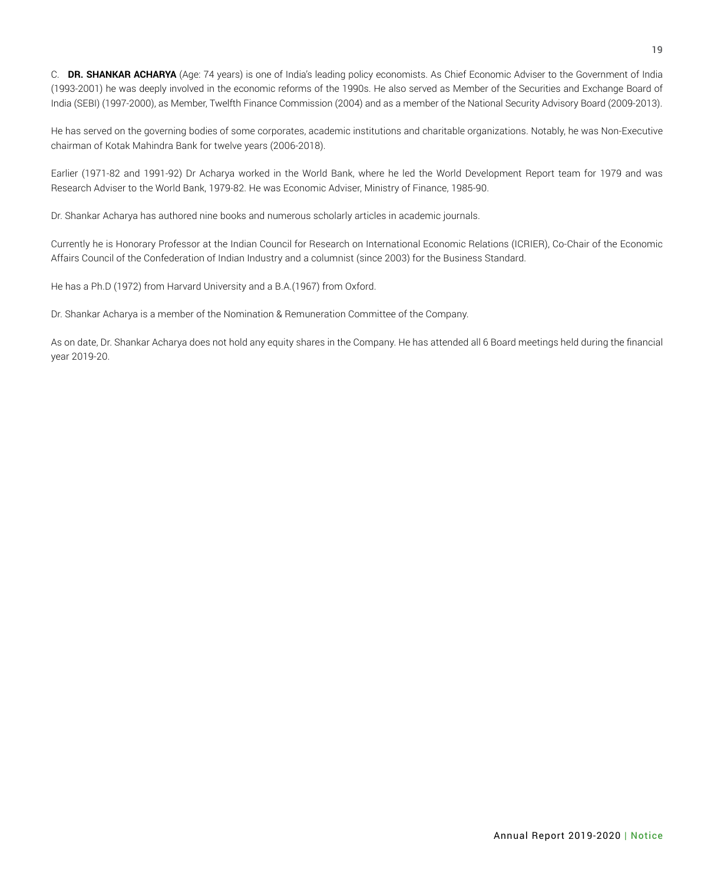C. **DR. SHANKAR ACHARYA** (Age: 74 years) is one of India's leading policy economists. As Chief Economic Adviser to the Government of India (1993-2001) he was deeply involved in the economic reforms of the 1990s. He also served as Member of the Securities and Exchange Board of India (SEBI) (1997-2000), as Member, Twelfth Finance Commission (2004) and as a member of the National Security Advisory Board (2009-2013).

He has served on the governing bodies of some corporates, academic institutions and charitable organizations. Notably, he was Non-Executive chairman of Kotak Mahindra Bank for twelve years (2006-2018).

Earlier (1971-82 and 1991-92) Dr Acharya worked in the World Bank, where he led the World Development Report team for 1979 and was Research Adviser to the World Bank, 1979-82. He was Economic Adviser, Ministry of Finance, 1985-90.

Dr. Shankar Acharya has authored nine books and numerous scholarly articles in academic journals.

Currently he is Honorary Professor at the Indian Council for Research on International Economic Relations (ICRIER), Co-Chair of the Economic Affairs Council of the Confederation of Indian Industry and a columnist (since 2003) for the Business Standard.

He has a Ph.D (1972) from Harvard University and a B.A.(1967) from Oxford.

Dr. Shankar Acharya is a member of the Nomination & Remuneration Committee of the Company.

As on date, Dr. Shankar Acharya does not hold any equity shares in the Company. He has attended all 6 Board meetings held during the financial year 2019-20.